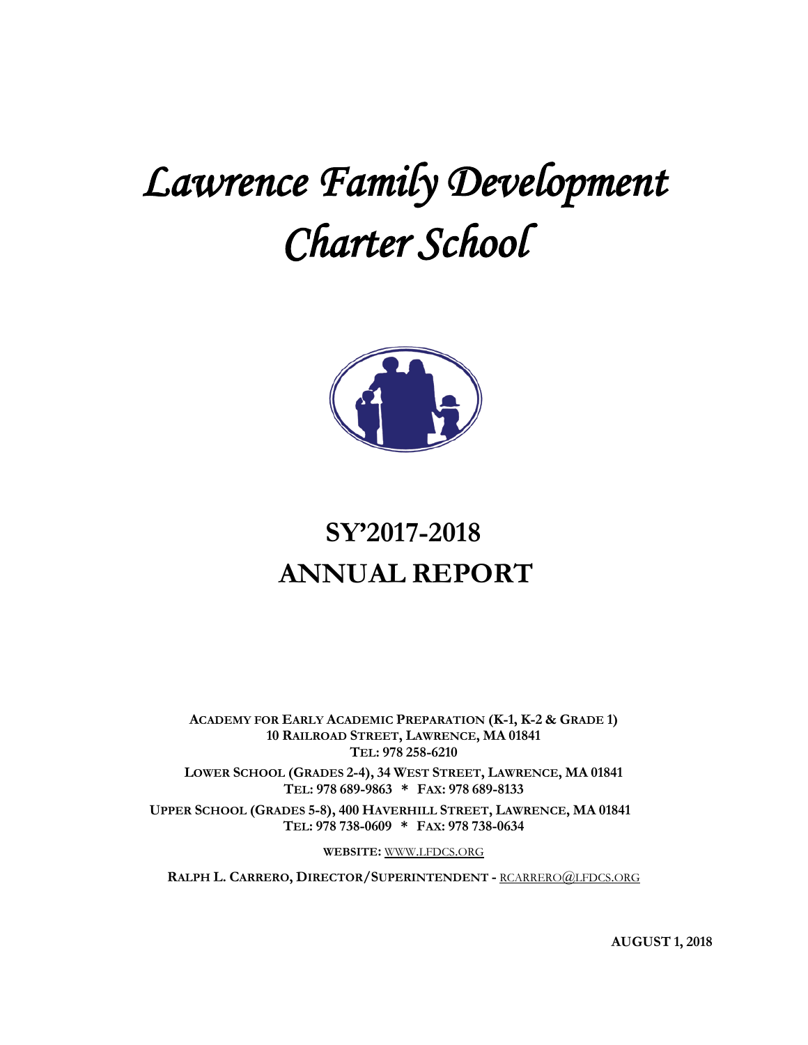# *Lawrence Family Development Charter School*

## SY'2017-2018
## ANNUAL REPORT

**ACADEMY FOR EARLY ACADEMIC PREPARATION (K-1, K-2 & GRADE 1)**
**10 RAILROAD STREET, LAWRENCE, MA 01841**
**TEL: 978 258-6210**

**LOWER SCHOOL (GRADES 2-4), 34 WEST STREET, LAWRENCE, MA 01841**
**TEL: 978 689-9863 * FAX: 978 689-8133**

**UPPER SCHOOL (GRADES 5-8), 400 HAVERHILL STREET, LAWRENCE, MA 01841**
**TEL: 978 738-0609 * FAX: 978 738-0634**

**WEBSITE:** WWW.LFDCS.ORG

**RALPH L. CARRERO, DIRECTOR/SUPERINTENDENT -** RCARRERO@LFDCS.ORG

**AUGUST 1, 2018**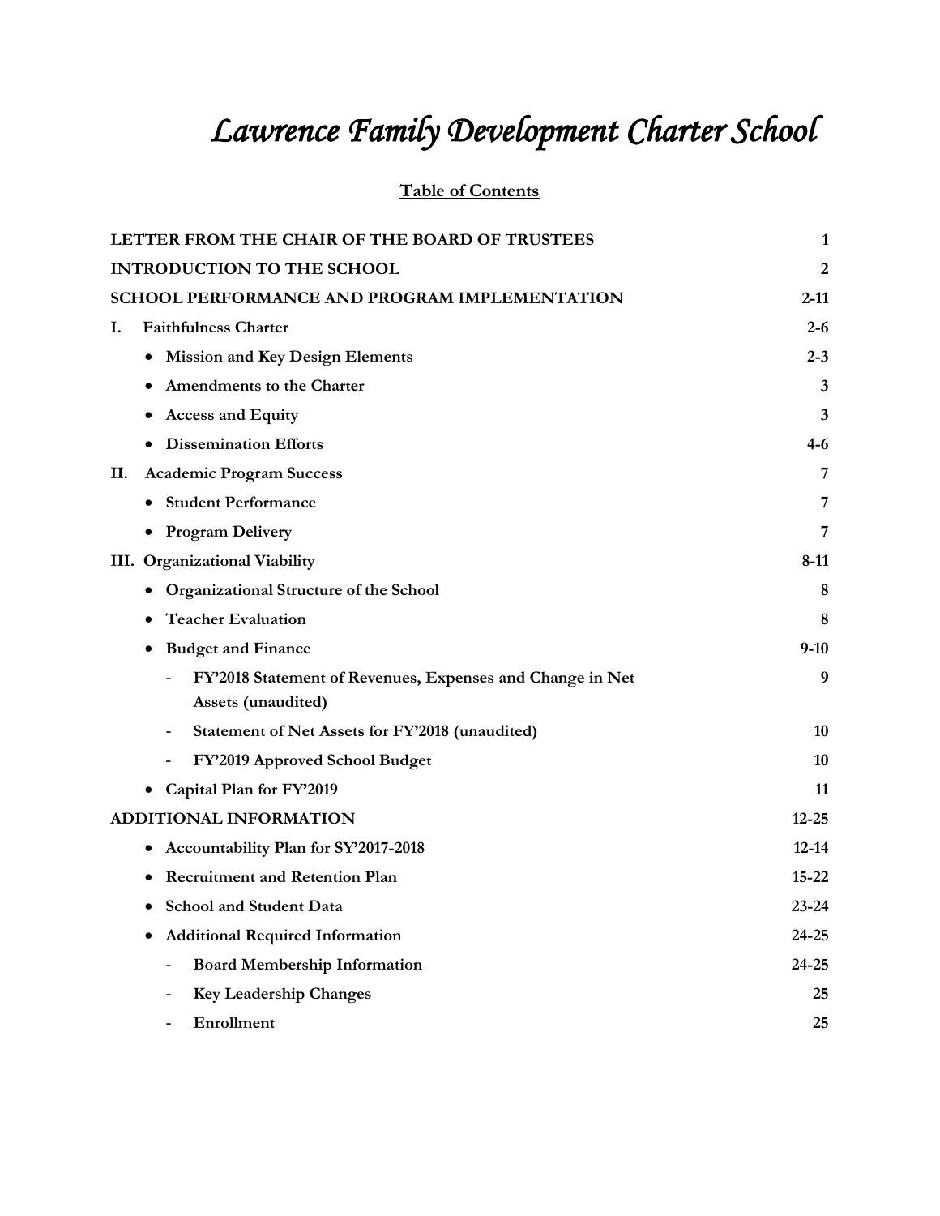# *Lawrence Family Development Charter School*

## Table of Contents

| | |
|---|---|
| **LETTER FROM THE CHAIR OF THE BOARD OF TRUSTEES** | **1** |
| **INTRODUCTION TO THE SCHOOL** | **2** |
| **SCHOOL PERFORMANCE AND PROGRAM IMPLEMENTATION** | **2-11** |
| **I. Faithfulness Charter** | **2-6** |
| • **Mission and Key Design Elements** | **2-3** |
| • **Amendments to the Charter** | **3** |
| • **Access and Equity** | **3** |
| • **Dissemination Efforts** | **4-6** |
| **II. Academic Program Success** | **7** |
| • **Student Performance** | **7** |
| • **Program Delivery** | **7** |
| **III. Organizational Viability** | **8-11** |
| • **Organizational Structure of the School** | **8** |
| • **Teacher Evaluation** | **8** |
| • **Budget and Finance** | **9-10** |
| - **FY'2018 Statement of Revenues, Expenses and Change in Net Assets (unaudited)** | **9** |
| - **Statement of Net Assets for FY'2018 (unaudited)** | **10** |
| - **FY'2019 Approved School Budget** | **10** |
| • **Capital Plan for FY'2019** | **11** |
| **ADDITIONAL INFORMATION** | **12-25** |
| • **Accountability Plan for SY'2017-2018** | **12-14** |
| • **Recruitment and Retention Plan** | **15-22** |
| • **School and Student Data** | **23-24** |
| • **Additional Required Information** | **24-25** |
| - **Board Membership Information** | **24-25** |
| - **Key Leadership Changes** | **25** |
| - **Enrollment** | **25** |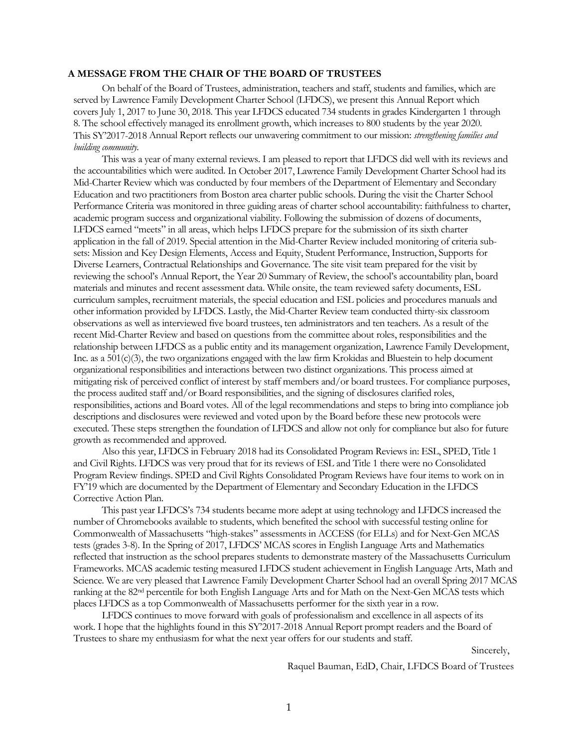## A MESSAGE FROM THE CHAIR OF THE BOARD OF TRUSTEES

On behalf of the Board of Trustees, administration, teachers and staff, students and families, which are served by Lawrence Family Development Charter School (LFDCS), we present this Annual Report which covers July 1, 2017 to June 30, 2018. This year LFDCS educated 734 students in grades Kindergarten 1 through 8. The school effectively managed its enrollment growth, which increases to 800 students by the year 2020. This SY'2017-2018 Annual Report reflects our unwavering commitment to our mission: *strengthening families and building community.*

This was a year of many external reviews. I am pleased to report that LFDCS did well with its reviews and the accountabilities which were audited. In October 2017, Lawrence Family Development Charter School had its Mid-Charter Review which was conducted by four members of the Department of Elementary and Secondary Education and two practitioners from Boston area charter public schools. During the visit the Charter School Performance Criteria was monitored in three guiding areas of charter school accountability: faithfulness to charter, academic program success and organizational viability. Following the submission of dozens of documents, LFDCS earned "meets" in all areas, which helps LFDCS prepare for the submission of its sixth charter application in the fall of 2019. Special attention in the Mid-Charter Review included monitoring of criteria sub-sets: Mission and Key Design Elements, Access and Equity, Student Performance, Instruction, Supports for Diverse Learners, Contractual Relationships and Governance. The site visit team prepared for the visit by reviewing the school's Annual Report, the Year 20 Summary of Review, the school's accountability plan, board materials and minutes and recent assessment data. While onsite, the team reviewed safety documents, ESL curriculum samples, recruitment materials, the special education and ESL policies and procedures manuals and other information provided by LFDCS. Lastly, the Mid-Charter Review team conducted thirty-six classroom observations as well as interviewed five board trustees, ten administrators and ten teachers. As a result of the recent Mid-Charter Review and based on questions from the committee about roles, responsibilities and the relationship between LFDCS as a public entity and its management organization, Lawrence Family Development, Inc. as a 501(c)(3), the two organizations engaged with the law firm Krokidas and Bluestein to help document organizational responsibilities and interactions between two distinct organizations. This process aimed at mitigating risk of perceived conflict of interest by staff members and/or board trustees. For compliance purposes, the process audited staff and/or Board responsibilities, and the signing of disclosures clarified roles, responsibilities, actions and Board votes. All of the legal recommendations and steps to bring into compliance job descriptions and disclosures were reviewed and voted upon by the Board before these new protocols were executed. These steps strengthen the foundation of LFDCS and allow not only for compliance but also for future growth as recommended and approved.

Also this year, LFDCS in February 2018 had its Consolidated Program Reviews in: ESL, SPED, Title 1 and Civil Rights. LFDCS was very proud that for its reviews of ESL and Title 1 there were no Consolidated Program Review findings. SPED and Civil Rights Consolidated Program Reviews have four items to work on in FY'19 which are documented by the Department of Elementary and Secondary Education in the LFDCS Corrective Action Plan.

This past year LFDCS's 734 students became more adept at using technology and LFDCS increased the number of Chromebooks available to students, which benefited the school with successful testing online for Commonwealth of Massachusetts "high-stakes" assessments in ACCESS (for ELLs) and for Next-Gen MCAS tests (grades 3-8). In the Spring of 2017, LFDCS' MCAS scores in English Language Arts and Mathematics reflected that instruction as the school prepares students to demonstrate mastery of the Massachusetts Curriculum Frameworks. MCAS academic testing measured LFDCS student achievement in English Language Arts, Math and Science. We are very pleased that Lawrence Family Development Charter School had an overall Spring 2017 MCAS ranking at the 82nd percentile for both English Language Arts and for Math on the Next-Gen MCAS tests which places LFDCS as a top Commonwealth of Massachusetts performer for the sixth year in a row.

LFDCS continues to move forward with goals of professionalism and excellence in all aspects of its work. I hope that the highlights found in this SY'2017-2018 Annual Report prompt readers and the Board of Trustees to share my enthusiasm for what the next year offers for our students and staff.

Sincerely,

Raquel Bauman, EdD, Chair, LFDCS Board of Trustees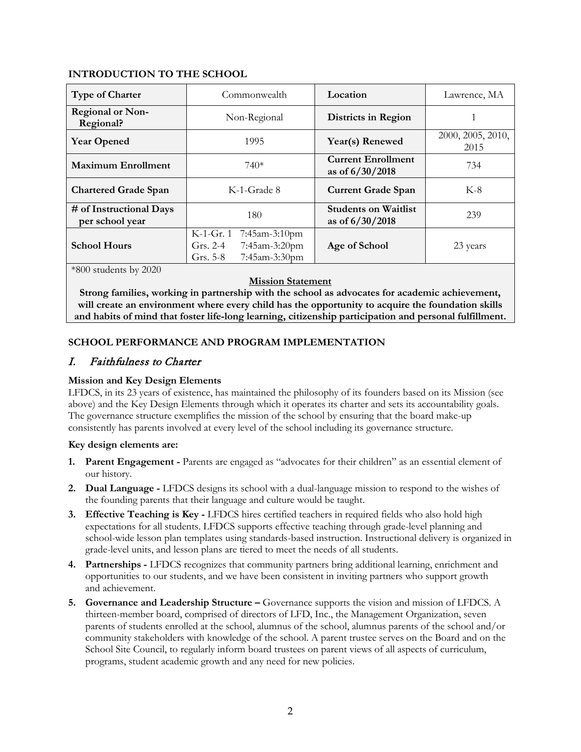## INTRODUCTION TO THE SCHOOL

| Type of Charter | Commonwealth | Location | Lawrence, MA |
|---|---|---|---|
| Regional or Non-Regional? | Non-Regional | Districts in Region | 1 |
| Year Opened | 1995 | Year(s) Renewed | 2000, 2005, 2010, 2015 |
| Maximum Enrollment | 740* | Current Enrollment as of 6/30/2018 | 734 |
| Chartered Grade Span | K-1-Grade 8 | Current Grade Span | K-8 |
| # of Instructional Days per school year | 180 | Students on Waitlist as of 6/30/2018 | 239 |
| School Hours | K-1-Gr. 1 7:45am-3:10pm<br>Grs. 2-4 7:45am-3:20pm<br>Grs. 5-8 7:45am-3:30pm | Age of School | 23 years |

*800 students by 2020

**Mission Statement**

**Strong families, working in partnership with the school as advocates for academic achievement, will create an environment where every child has the opportunity to acquire the foundation skills and habits of mind that foster life-long learning, citizenship participation and personal fulfillment.**

## SCHOOL PERFORMANCE AND PROGRAM IMPLEMENTATION

### *I. Faithfulness to Charter*

**Mission and Key Design Elements**

LFDCS, in its 23 years of existence, has maintained the philosophy of its founders based on its Mission (see above) and the Key Design Elements through which it operates its charter and sets its accountability goals. The governance structure exemplifies the mission of the school by ensuring that the board make-up consistently has parents involved at every level of the school including its governance structure.

**Key design elements are:**

1. **Parent Engagement -** Parents are engaged as "advocates for their children" as an essential element of our history.
2. **Dual Language -** LFDCS designs its school with a dual-language mission to respond to the wishes of the founding parents that their language and culture would be taught.
3. **Effective Teaching is Key -** LFDCS hires certified teachers in required fields who also hold high expectations for all students. LFDCS supports effective teaching through grade-level planning and school-wide lesson plan templates using standards-based instruction. Instructional delivery is organized in grade-level units, and lesson plans are tiered to meet the needs of all students.
4. **Partnerships -** LFDCS recognizes that community partners bring additional learning, enrichment and opportunities to our students, and we have been consistent in inviting partners who support growth and achievement.
5. **Governance and Leadership Structure –** Governance supports the vision and mission of LFDCS. A thirteen-member board, comprised of directors of LFD, Inc., the Management Organization, seven parents of students enrolled at the school, alumnus of the school, alumnus parents of the school and/or community stakeholders with knowledge of the school. A parent trustee serves on the Board and on the School Site Council, to regularly inform board trustees on parent views of all aspects of curriculum, programs, student academic growth and any need for new policies.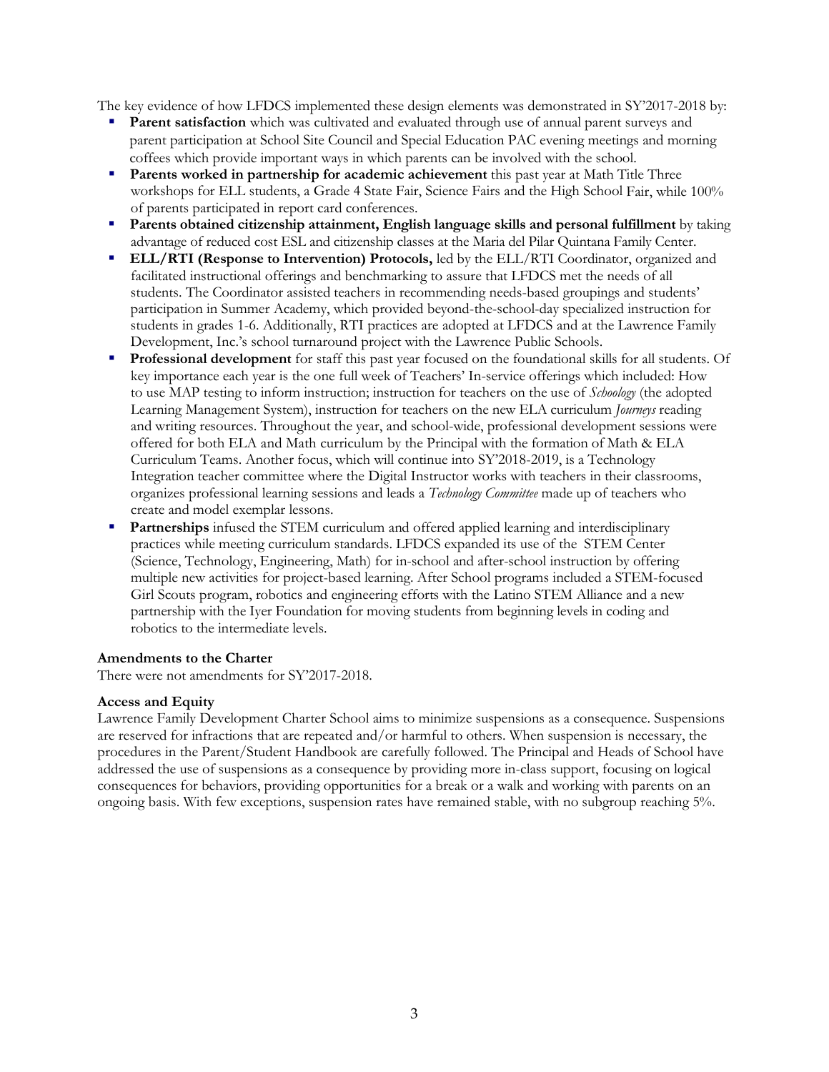The key evidence of how LFDCS implemented these design elements was demonstrated in SY'2017-2018 by:

- **Parent satisfaction** which was cultivated and evaluated through use of annual parent surveys and parent participation at School Site Council and Special Education PAC evening meetings and morning coffees which provide important ways in which parents can be involved with the school.
- **Parents worked in partnership for academic achievement** this past year at Math Title Three workshops for ELL students, a Grade 4 State Fair, Science Fairs and the High School Fair, while 100% of parents participated in report card conferences.
- **Parents obtained citizenship attainment, English language skills and personal fulfillment** by taking advantage of reduced cost ESL and citizenship classes at the Maria del Pilar Quintana Family Center.
- **ELL/RTI (Response to Intervention) Protocols,** led by the ELL/RTI Coordinator, organized and facilitated instructional offerings and benchmarking to assure that LFDCS met the needs of all students. The Coordinator assisted teachers in recommending needs-based groupings and students' participation in Summer Academy, which provided beyond-the-school-day specialized instruction for students in grades 1-6. Additionally, RTI practices are adopted at LFDCS and at the Lawrence Family Development, Inc.'s school turnaround project with the Lawrence Public Schools.
- **Professional development** for staff this past year focused on the foundational skills for all students. Of key importance each year is the one full week of Teachers' In-service offerings which included: How to use MAP testing to inform instruction; instruction for teachers on the use of *Schoology* (the adopted Learning Management System), instruction for teachers on the new ELA curriculum *Journeys* reading and writing resources. Throughout the year, and school-wide, professional development sessions were offered for both ELA and Math curriculum by the Principal with the formation of Math & ELA Curriculum Teams. Another focus, which will continue into SY'2018-2019, is a Technology Integration teacher committee where the Digital Instructor works with teachers in their classrooms, organizes professional learning sessions and leads a *Technology Committee* made up of teachers who create and model exemplar lessons.
- **Partnerships** infused the STEM curriculum and offered applied learning and interdisciplinary practices while meeting curriculum standards. LFDCS expanded its use of the STEM Center (Science, Technology, Engineering, Math) for in-school and after-school instruction by offering multiple new activities for project-based learning. After School programs included a STEM-focused Girl Scouts program, robotics and engineering efforts with the Latino STEM Alliance and a new partnership with the Iyer Foundation for moving students from beginning levels in coding and robotics to the intermediate levels.

**Amendments to the Charter**

There were not amendments for SY'2017-2018.

**Access and Equity**

Lawrence Family Development Charter School aims to minimize suspensions as a consequence. Suspensions are reserved for infractions that are repeated and/or harmful to others. When suspension is necessary, the procedures in the Parent/Student Handbook are carefully followed. The Principal and Heads of School have addressed the use of suspensions as a consequence by providing more in-class support, focusing on logical consequences for behaviors, providing opportunities for a break or a walk and working with parents on an ongoing basis. With few exceptions, suspension rates have remained stable, with no subgroup reaching 5%.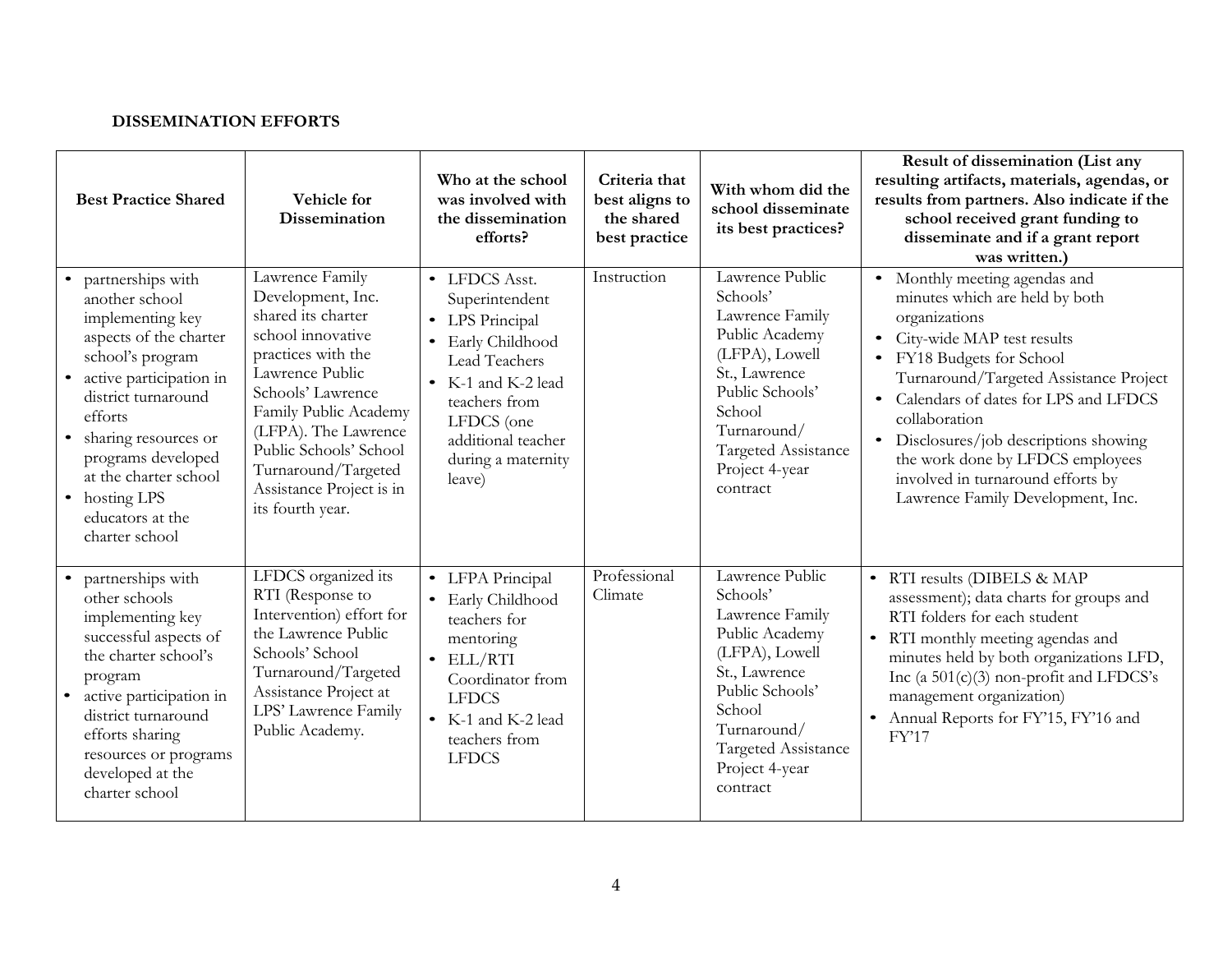**DISSEMINATION EFFORTS**

| Best Practice Shared | Vehicle for Dissemination | Who at the school was involved with the dissemination efforts? | Criteria that best aligns to the shared best practice | With whom did the school disseminate its best practices? | Result of dissemination (List any resulting artifacts, materials, agendas, or results from partners. Also indicate if the school received grant funding to disseminate and if a grant report was written.) |
|---|---|---|---|---|---|
| • partnerships with another school implementing key aspects of the charter school's program<br>• active participation in district turnaround efforts<br>• sharing resources or programs developed at the charter school<br>• hosting LPS educators at the charter school | Lawrence Family Development, Inc. shared its charter school innovative practices with the Lawrence Public Schools' Lawrence Family Public Academy (LFPA). The Lawrence Public Schools' School Turnaround/Targeted Assistance Project is in its fourth year. | • LFDCS Asst. Superintendent<br>• LPS Principal<br>• Early Childhood Lead Teachers<br>• K-1 and K-2 lead teachers from LFDCS (one additional teacher during a maternity leave) | Instruction | Lawrence Public Schools' Lawrence Family Public Academy (LFPA), Lowell St., Lawrence Public Schools' School Turnaround/ Targeted Assistance Project 4-year contract | • Monthly meeting agendas and minutes which are held by both organizations<br>• City-wide MAP test results<br>• FY18 Budgets for School Turnaround/Targeted Assistance Project<br>• Calendars of dates for LPS and LFDCS collaboration<br>• Disclosures/job descriptions showing the work done by LFDCS employees involved in turnaround efforts by Lawrence Family Development, Inc. |
| • partnerships with other schools implementing key successful aspects of the charter school's program<br>• active participation in district turnaround efforts sharing resources or programs developed at the charter school | LFDCS organized its RTI (Response to Intervention) effort for the Lawrence Public Schools' School Turnaround/Targeted Assistance Project at LPS' Lawrence Family Public Academy. | • LFPA Principal<br>• Early Childhood teachers for mentoring<br>• ELL/RTI Coordinator from LFDCS<br>• K-1 and K-2 lead teachers from LFDCS | Professional Climate | Lawrence Public Schools' Lawrence Family Public Academy (LFPA), Lowell St., Lawrence Public Schools' School Turnaround/ Targeted Assistance Project 4-year contract | • RTI results (DIBELS & MAP assessment); data charts for groups and RTI folders for each student<br>• RTI monthly meeting agendas and minutes held by both organizations LFD, Inc (a 501(c)(3) non-profit and LFDCS's management organization)<br>• Annual Reports for FY'15, FY'16 and FY'17 |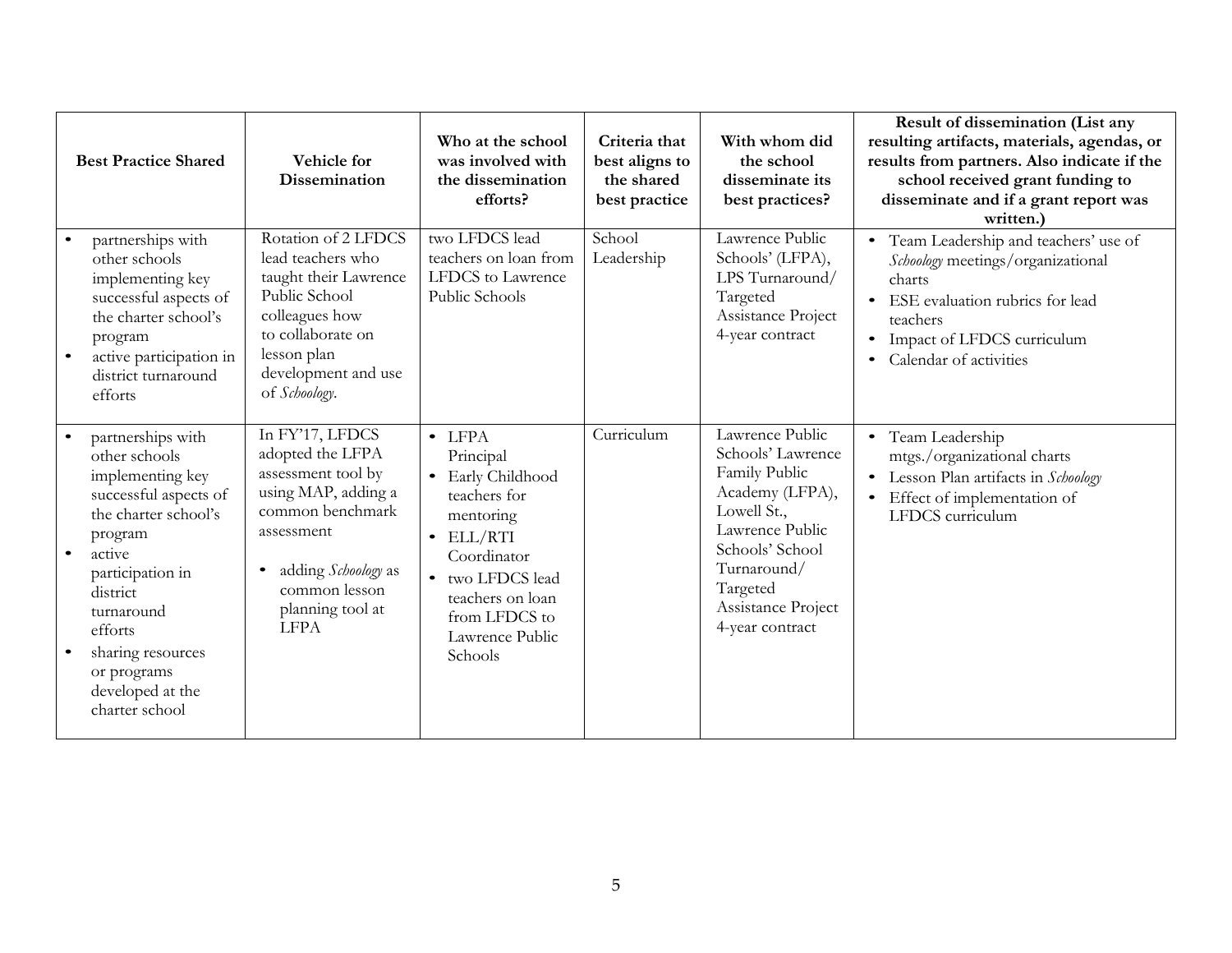| Best Practice Shared | Vehicle for Dissemination | Who at the school was involved with the dissemination efforts? | Criteria that best aligns to the shared best practice | With whom did the school disseminate its best practices? | Result of dissemination (List any resulting artifacts, materials, agendas, or results from partners. Also indicate if the school received grant funding to disseminate and if a grant report was written.) |
|---|---|---|---|---|---|
| • partnerships with other schools implementing key successful aspects of the charter school's program<br>• active participation in district turnaround efforts | Rotation of 2 LFDCS lead teachers who taught their Lawrence Public School colleagues how to collaborate on lesson plan development and use of *Schoology*. | two LFDCS lead teachers on loan from LFDCS to Lawrence Public Schools | School Leadership | Lawrence Public Schools' (LFPA), LPS Turnaround/ Targeted Assistance Project 4-year contract | • Team Leadership and teachers' use of *Schoology* meetings/organizational charts<br>• ESE evaluation rubrics for lead teachers<br>• Impact of LFDCS curriculum<br>• Calendar of activities |
| • partnerships with other schools implementing key successful aspects of the charter school's program<br>• active participation in district turnaround efforts<br>• sharing resources or programs developed at the charter school | In FY'17, LFDCS adopted the LFPA assessment tool by using MAP, adding a common benchmark assessment<br><br>• adding *Schoology* as common lesson planning tool at LFPA | • LFPA Principal<br>• Early Childhood teachers for mentoring<br>• ELL/RTI Coordinator<br>• two LFDCS lead teachers on loan from LFDCS to Lawrence Public Schools | Curriculum | Lawrence Public Schools' Lawrence Family Public Academy (LFPA), Lowell St., Lawrence Public Schools' School Turnaround/ Targeted Assistance Project 4-year contract | • Team Leadership mtgs./organizational charts<br>• Lesson Plan artifacts in *Schoology*<br>• Effect of implementation of LFDCS curriculum |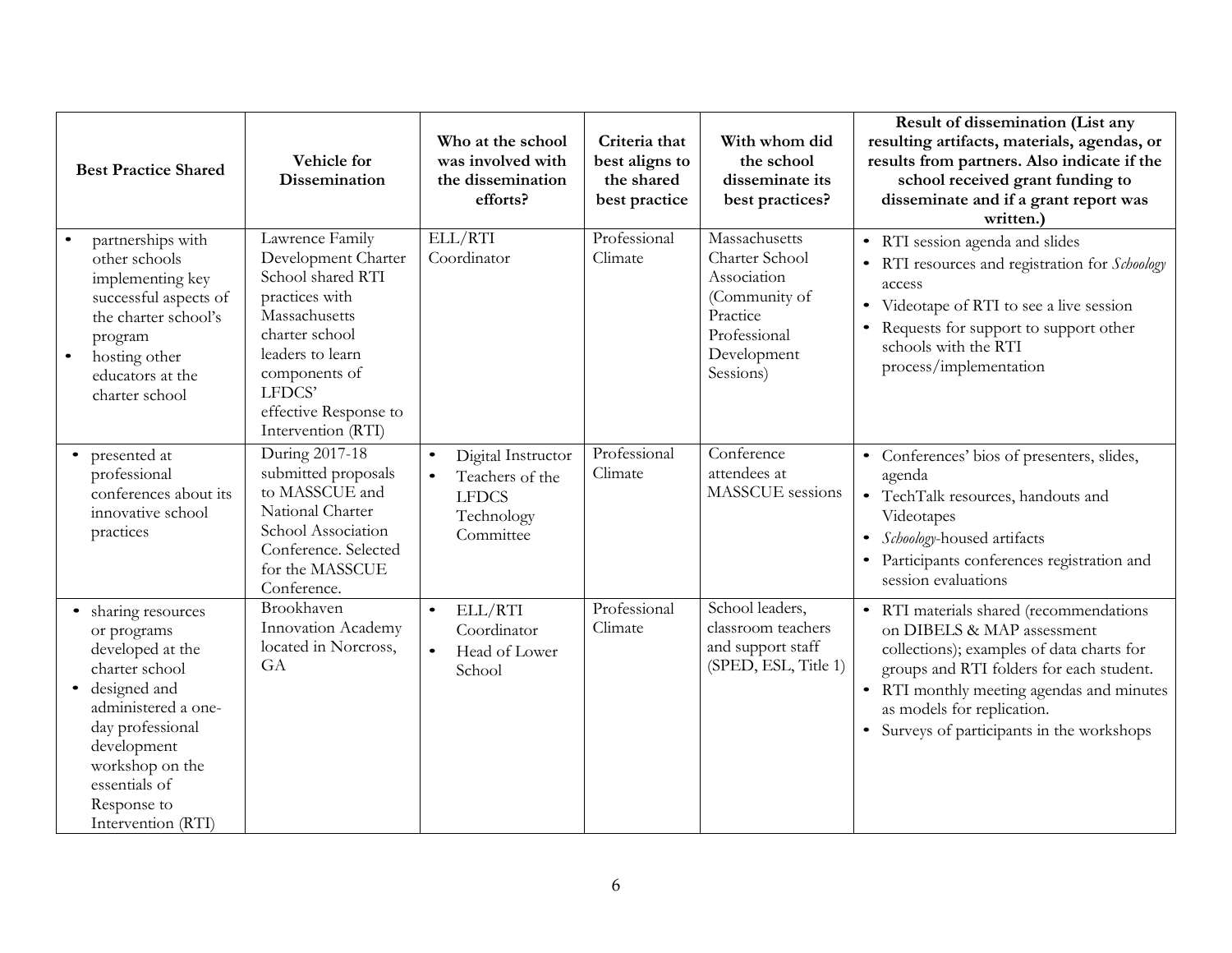| Best Practice Shared | Vehicle for Dissemination | Who at the school was involved with the dissemination efforts? | Criteria that best aligns to the shared best practice | With whom did the school disseminate its best practices? | Result of dissemination (List any resulting artifacts, materials, agendas, or results from partners. Also indicate if the school received grant funding to disseminate and if a grant report was written.) |
|---|---|---|---|---|---|
| • partnerships with other schools implementing key successful aspects of the charter school's program<br>• hosting other educators at the charter school | Lawrence Family Development Charter School shared RTI practices with Massachusetts charter school leaders to learn components of LFDCS' effective Response to Intervention (RTI) | ELL/RTI Coordinator | Professional Climate | Massachusetts Charter School Association (Community of Practice Professional Development Sessions) | • RTI session agenda and slides<br>• RTI resources and registration for *Schoology* access<br>• Videotape of RTI to see a live session<br>• Requests for support to support other schools with the RTI process/implementation |
| • presented at professional conferences about its innovative school practices | During 2017-18 submitted proposals to MASSCUE and National Charter School Association Conference. Selected for the MASSCUE Conference. | • Digital Instructor<br>• Teachers of the LFDCS Technology Committee | Professional Climate | Conference attendees at MASSCUE sessions | • Conferences' bios of presenters, slides, agenda<br>• TechTalk resources, handouts and Videotapes<br>• *Schoology*-housed artifacts<br>• Participants conferences registration and session evaluations |
| • sharing resources or programs developed at the charter school<br>• designed and administered a one-day professional development workshop on the essentials of Response to Intervention (RTI) | Brookhaven Innovation Academy located in Norcross, GA | • ELL/RTI Coordinator<br>• Head of Lower School | Professional Climate | School leaders, classroom teachers and support staff (SPED, ESL, Title 1) | • RTI materials shared (recommendations on DIBELS & MAP assessment collections); examples of data charts for groups and RTI folders for each student.<br>• RTI monthly meeting agendas and minutes as models for replication.<br>• Surveys of participants in the workshops |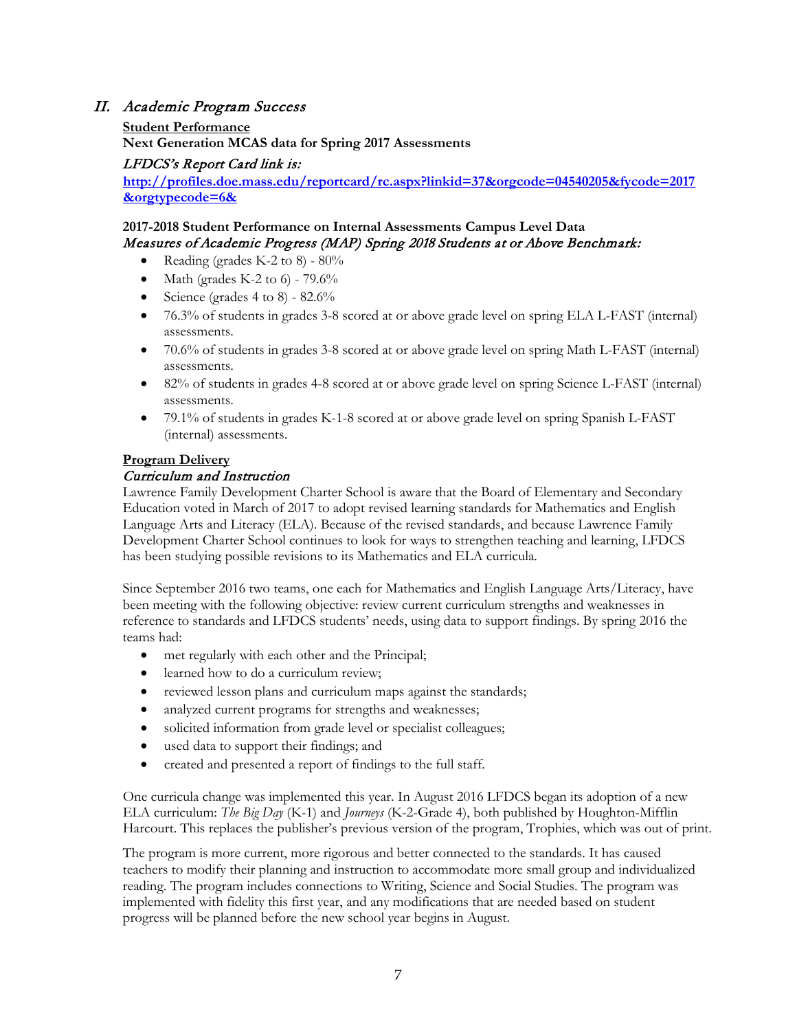## II. *Academic Program Success*

**Student Performance**

**Next Generation MCAS data for Spring 2017 Assessments**

*LFDCS's Report Card link is:*

**http://profiles.doe.mass.edu/reportcard/rc.aspx?linkid=37&orgcode=04540205&fycode=2017&orgtypecode=6&**

**2017-2018 Student Performance on Internal Assessments Campus Level Data**

*Measures of Academic Progress (MAP) Spring 2018 Students at or Above Benchmark:*

- Reading (grades K-2 to 8) - 80%
- Math (grades K-2 to 6) - 79.6%
- Science (grades 4 to 8) - 82.6%
- 76.3% of students in grades 3-8 scored at or above grade level on spring ELA L-FAST (internal) assessments.
- 70.6% of students in grades 3-8 scored at or above grade level on spring Math L-FAST (internal) assessments.
- 82% of students in grades 4-8 scored at or above grade level on spring Science L-FAST (internal) assessments.
- 79.1% of students in grades K-1-8 scored at or above grade level on spring Spanish L-FAST (internal) assessments.

**Program Delivery**

*Curriculum and Instruction*

Lawrence Family Development Charter School is aware that the Board of Elementary and Secondary Education voted in March of 2017 to adopt revised learning standards for Mathematics and English Language Arts and Literacy (ELA). Because of the revised standards, and because Lawrence Family Development Charter School continues to look for ways to strengthen teaching and learning, LFDCS has been studying possible revisions to its Mathematics and ELA curricula.

Since September 2016 two teams, one each for Mathematics and English Language Arts/Literacy, have been meeting with the following objective: review current curriculum strengths and weaknesses in reference to standards and LFDCS students' needs, using data to support findings. By spring 2016 the teams had:

- met regularly with each other and the Principal;
- learned how to do a curriculum review;
- reviewed lesson plans and curriculum maps against the standards;
- analyzed current programs for strengths and weaknesses;
- solicited information from grade level or specialist colleagues;
- used data to support their findings; and
- created and presented a report of findings to the full staff.

One curricula change was implemented this year. In August 2016 LFDCS began its adoption of a new ELA curriculum: *The Big Day* (K-1) and *Journeys* (K-2-Grade 4), both published by Houghton-Mifflin Harcourt. This replaces the publisher's previous version of the program, Trophies, which was out of print.

The program is more current, more rigorous and better connected to the standards. It has caused teachers to modify their planning and instruction to accommodate more small group and individualized reading. The program includes connections to Writing, Science and Social Studies. The program was implemented with fidelity this first year, and any modifications that are needed based on student progress will be planned before the new school year begins in August.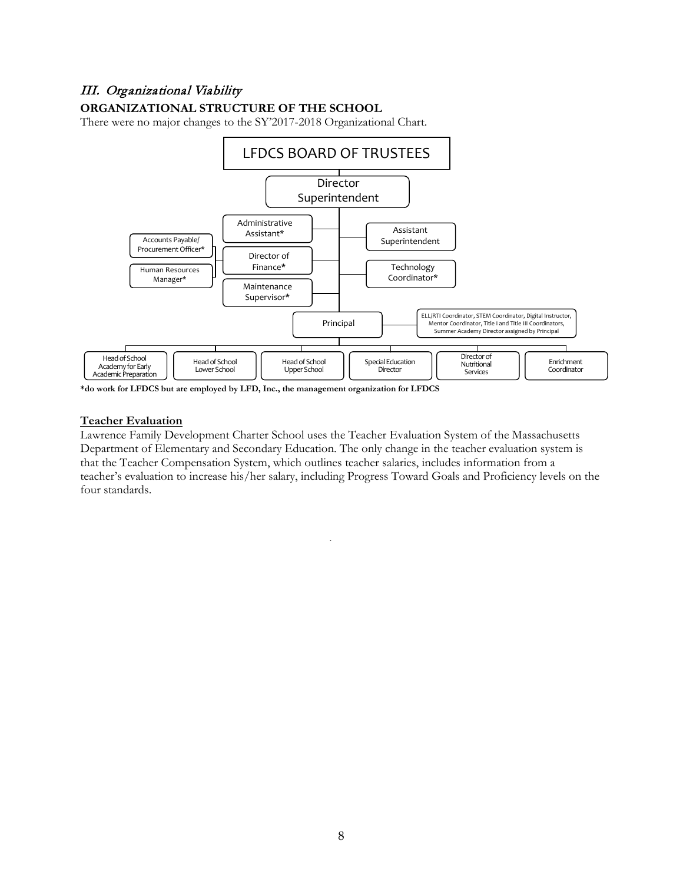## III. *Organizational Viability*

### ORGANIZATIONAL STRUCTURE OF THE SCHOOL

There were no major changes to the SY'2017-2018 Organizational Chart.

- LFDCS BOARD OF TRUSTEES
  - Director Superintendent
    - Administrative Assistant*
    - Director of Finance*
      - Accounts Payable/ Procurement Officer*
      - Human Resources Manager*
    - Maintenance Supervisor*
    - Assistant Superintendent
    - Technology Coordinator*
    - Principal
      - ELL/RTI Coordinator, STEM Coordinator, Digital Instructor, Mentor Coordinator, Title I and Title III Coordinators, Summer Academy Director assigned by Principal
      - Head of School Academy for Early Academic Preparation
      - Head of School Lower School
      - Head of School Upper School
      - Special Education Director
      - Director of Nutritional Services
      - Enrichment Coordinator

**\*do work for LFDCS but are employed by LFD, Inc., the management organization for LFDCS**

### Teacher Evaluation

Lawrence Family Development Charter School uses the Teacher Evaluation System of the Massachusetts Department of Elementary and Secondary Education. The only change in the teacher evaluation system is that the Teacher Compensation System, which outlines teacher salaries, includes information from a teacher's evaluation to increase his/her salary, including Progress Toward Goals and Proficiency levels on the four standards.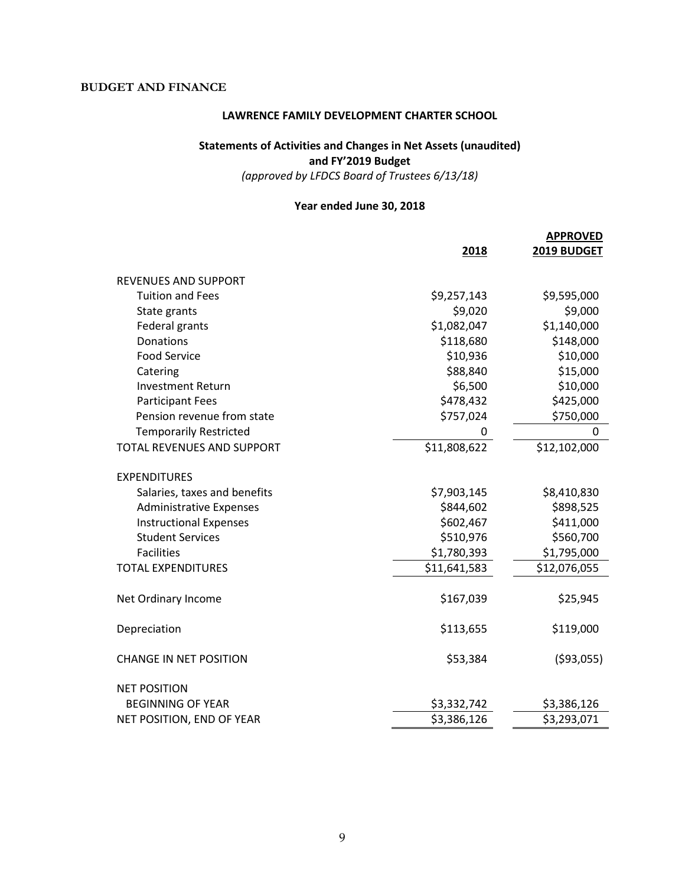**BUDGET AND FINANCE**

**LAWRENCE FAMILY DEVELOPMENT CHARTER SCHOOL**

**Statements of Activities and Changes in Net Assets (unaudited)**
**and FY'2019 Budget**
*(approved by LFDCS Board of Trustees 6/13/18)*

**Year ended June 30, 2018**

| | 2018 | APPROVED 2019 BUDGET |
|---|---|---|
| REVENUES AND SUPPORT | | |
| Tuition and Fees | $9,257,143 | $9,595,000 |
| State grants | $9,020 | $9,000 |
| Federal grants | $1,082,047 | $1,140,000 |
| Donations | $118,680 | $148,000 |
| Food Service | $10,936 | $10,000 |
| Catering | $88,840 | $15,000 |
| Investment Return | $6,500 | $10,000 |
| Participant Fees | $478,432 | $425,000 |
| Pension revenue from state | $757,024 | $750,000 |
| Temporarily Restricted | 0 | 0 |
| TOTAL REVENUES AND SUPPORT | $11,808,622 | $12,102,000 |
| EXPENDITURES | | |
| Salaries, taxes and benefits | $7,903,145 | $8,410,830 |
| Administrative Expenses | $844,602 | $898,525 |
| Instructional Expenses | $602,467 | $411,000 |
| Student Services | $510,976 | $560,700 |
| Facilities | $1,780,393 | $1,795,000 |
| TOTAL EXPENDITURES | $11,641,583 | $12,076,055 |
| Net Ordinary Income | $167,039 | $25,945 |
| Depreciation | $113,655 | $119,000 |
| CHANGE IN NET POSITION | $53,384 | ($93,055) |
| NET POSITION | | |
| BEGINNING OF YEAR | $3,332,742 | $3,386,126 |
| NET POSITION, END OF YEAR | $3,386,126 | $3,293,071 |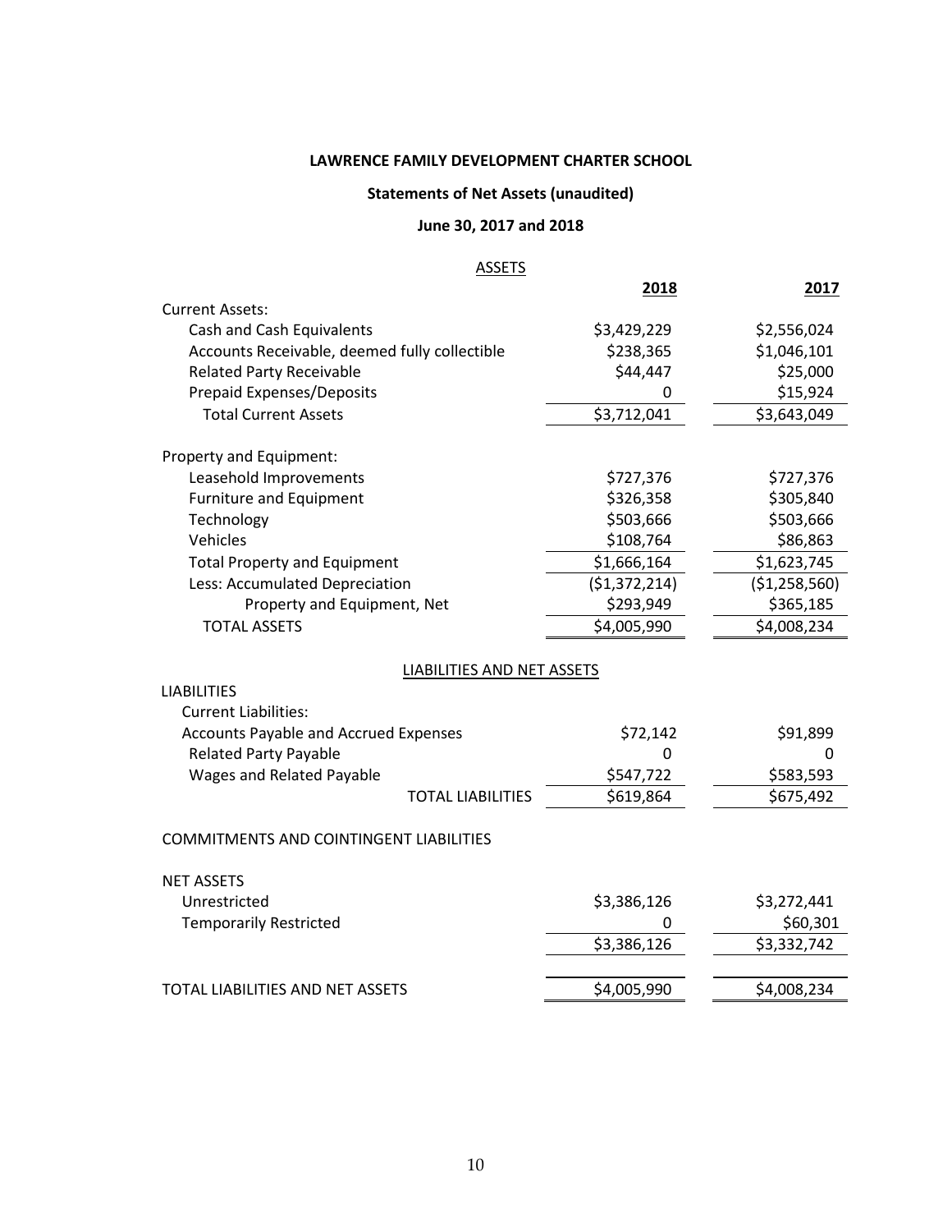**LAWRENCE FAMILY DEVELOPMENT CHARTER SCHOOL**

**Statements of Net Assets (unaudited)**

**June 30, 2017 and 2018**

| ASSETS | **2018** | **2017** |
|---|---|---|
| Current Assets: | | |
| Cash and Cash Equivalents | $3,429,229 | $2,556,024 |
| Accounts Receivable, deemed fully collectible | $238,365 | $1,046,101 |
| Related Party Receivable | $44,447 | $25,000 |
| Prepaid Expenses/Deposits | 0 | $15,924 |
| Total Current Assets | $3,712,041 | $3,643,049 |
| | | |
| Property and Equipment: | | |
| Leasehold Improvements | $727,376 | $727,376 |
| Furniture and Equipment | $326,358 | $305,840 |
| Technology | $503,666 | $503,666 |
| Vehicles | $108,764 | $86,863 |
| Total Property and Equipment | $1,666,164 | $1,623,745 |
| Less: Accumulated Depreciation | ($1,372,214) | ($1,258,560) |
| Property and Equipment, Net | $293,949 | $365,185 |
| TOTAL ASSETS | $4,005,990 | $4,008,234 |

| LIABILITIES AND NET ASSETS | **2018** | **2017** |
|---|---|---|
| LIABILITIES | | |
| Current Liabilities: | | |
| Accounts Payable and Accrued Expenses | $72,142 | $91,899 |
| Related Party Payable | 0 | 0 |
| Wages and Related Payable | $547,722 | $583,593 |
| TOTAL LIABILITIES | $619,864 | $675,492 |
| | | |
| COMMITMENTS AND COINTINGENT LIABILITIES | | |
| | | |
| NET ASSETS | | |
| Unrestricted | $3,386,126 | $3,272,441 |
| Temporarily Restricted | 0 | $60,301 |
| | $3,386,126 | $3,332,742 |
| | | |
| TOTAL LIABILITIES AND NET ASSETS | $4,005,990 | $4,008,234 |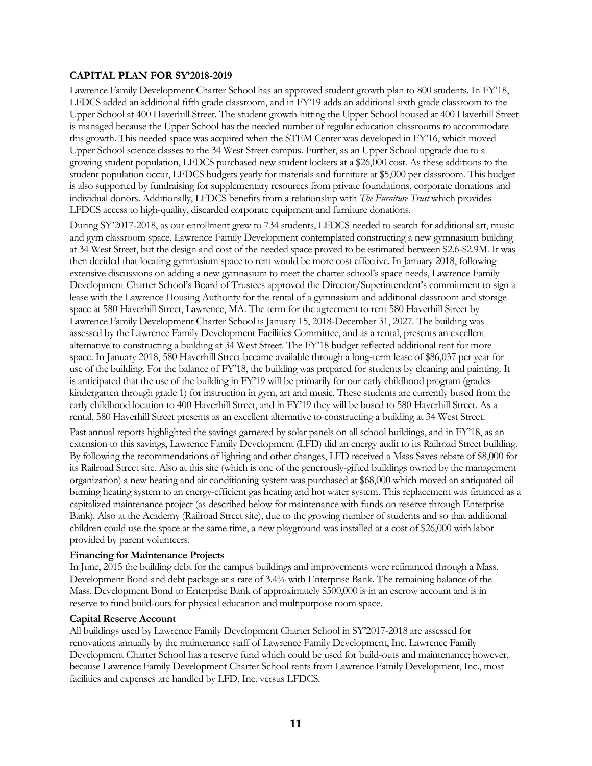**CAPITAL PLAN FOR SY'2018-2019**

Lawrence Family Development Charter School has an approved student growth plan to 800 students. In FY'18, LFDCS added an additional fifth grade classroom, and in FY'19 adds an additional sixth grade classroom to the Upper School at 400 Haverhill Street. The student growth hitting the Upper School housed at 400 Haverhill Street is managed because the Upper School has the needed number of regular education classrooms to accommodate this growth. This needed space was acquired when the STEM Center was developed in FY'16, which moved Upper School science classes to the 34 West Street campus. Further, as an Upper School upgrade due to a growing student population, LFDCS purchased new student lockers at a $26,000 cost. As these additions to the student population occur, LFDCS budgets yearly for materials and furniture at $5,000 per classroom. This budget is also supported by fundraising for supplementary resources from private foundations, corporate donations and individual donors. Additionally, LFDCS benefits from a relationship with *The Furniture Trust* which provides LFDCS access to high-quality, discarded corporate equipment and furniture donations.

During SY'2017-2018, as our enrollment grew to 734 students, LFDCS needed to search for additional art, music and gym classroom space. Lawrence Family Development contemplated constructing a new gymnasium building at 34 West Street, but the design and cost of the needed space proved to be estimated between $2.6-$2.9M. It was then decided that locating gymnasium space to rent would be more cost effective. In January 2018, following extensive discussions on adding a new gymnasium to meet the charter school's space needs, Lawrence Family Development Charter School's Board of Trustees approved the Director/Superintendent's commitment to sign a lease with the Lawrence Housing Authority for the rental of a gymnasium and additional classroom and storage space at 580 Haverhill Street, Lawrence, MA. The term for the agreement to rent 580 Haverhill Street by Lawrence Family Development Charter School is January 15, 2018-December 31, 2027. The building was assessed by the Lawrence Family Development Facilities Committee, and as a rental, presents an excellent alternative to constructing a building at 34 West Street. The FY'18 budget reflected additional rent for more space. In January 2018, 580 Haverhill Street became available through a long-term lease of $86,037 per year for use of the building. For the balance of FY'18, the building was prepared for students by cleaning and painting. It is anticipated that the use of the building in FY'19 will be primarily for our early childhood program (grades kindergarten through grade 1) for instruction in gym, art and music. These students are currently bused from the early childhood location to 400 Haverhill Street, and in FY'19 they will be bused to 580 Haverhill Street. As a rental, 580 Haverhill Street presents as an excellent alternative to constructing a building at 34 West Street.

Past annual reports highlighted the savings garnered by solar panels on all school buildings, and in FY'18, as an extension to this savings, Lawrence Family Development (LFD) did an energy audit to its Railroad Street building. By following the recommendations of lighting and other changes, LFD received a Mass Saves rebate of $8,000 for its Railroad Street site. Also at this site (which is one of the generously-gifted buildings owned by the management organization) a new heating and air conditioning system was purchased at $68,000 which moved an antiquated oil burning heating system to an energy-efficient gas heating and hot water system. This replacement was financed as a capitalized maintenance project (as described below for maintenance with funds on reserve through Enterprise Bank). Also at the Academy (Railroad Street site), due to the growing number of students and so that additional children could use the space at the same time, a new playground was installed at a cost of $26,000 with labor provided by parent volunteers.

**Financing for Maintenance Projects**

In June, 2015 the building debt for the campus buildings and improvements were refinanced through a Mass. Development Bond and debt package at a rate of 3.4% with Enterprise Bank. The remaining balance of the Mass. Development Bond to Enterprise Bank of approximately $500,000 is in an escrow account and is in reserve to fund build-outs for physical education and multipurpose room space.

**Capital Reserve Account**

All buildings used by Lawrence Family Development Charter School in SY'2017-2018 are assessed for renovations annually by the maintenance staff of Lawrence Family Development, Inc. Lawrence Family Development Charter School has a reserve fund which could be used for build-outs and maintenance; however, because Lawrence Family Development Charter School rents from Lawrence Family Development, Inc., most facilities and expenses are handled by LFD, Inc. versus LFDCS.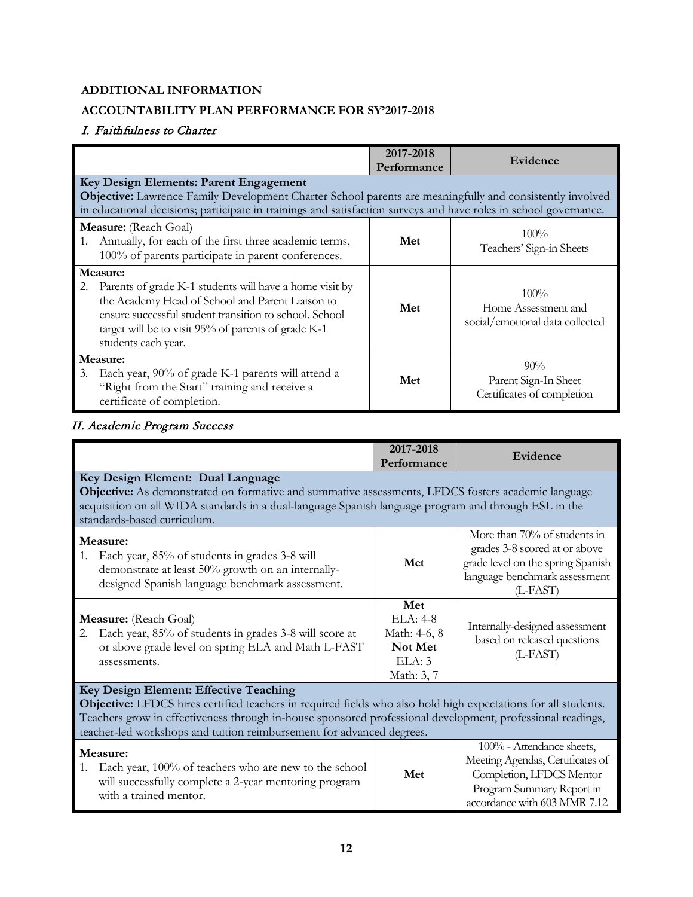**ADDITIONAL INFORMATION**

**ACCOUNTABILITY PLAN PERFORMANCE FOR SY'2017-2018**

*I. Faithfulness to Charter*

| | 2017-2018 Performance | Evidence |
|---|---|---|
| **Key Design Elements: Parent Engagement**<br>**Objective:** Lawrence Family Development Charter School parents are meaningfully and consistently involved in educational decisions; participate in trainings and satisfaction surveys and have roles in school governance. | | |
| **Measure:** (Reach Goal)<br>1. Annually, for each of the first three academic terms, 100% of parents participate in parent conferences. | **Met** | 100%<br>Teachers' Sign-in Sheets |
| **Measure:**<br>2. Parents of grade K-1 students will have a home visit by the Academy Head of School and Parent Liaison to ensure successful student transition to school. School target will be to visit 95% of parents of grade K-1 students each year. | **Met** | 100%<br>Home Assessment and social/emotional data collected |
| **Measure:**<br>3. Each year, 90% of grade K-1 parents will attend a "Right from the Start" training and receive a certificate of completion. | **Met** | 90%<br>Parent Sign-In Sheet<br>Certificates of completion |

*II. Academic Program Success*

| | 2017-2018 Performance | Evidence |
|---|---|---|
| **Key Design Element: Dual Language**<br>**Objective:** As demonstrated on formative and summative assessments, LFDCS fosters academic language acquisition on all WIDA standards in a dual-language Spanish language program and through ESL in the standards-based curriculum. | | |
| **Measure:**<br>1. Each year, 85% of students in grades 3-8 will demonstrate at least 50% growth on an internally-designed Spanish language benchmark assessment. | **Met** | More than 70% of students in grades 3-8 scored at or above grade level on the spring Spanish language benchmark assessment (L-FAST) |
| **Measure:** (Reach Goal)<br>2. Each year, 85% of students in grades 3-8 will score at or above grade level on spring ELA and Math L-FAST assessments. | **Met**<br>ELA: 4-8<br>Math: 4-6, 8<br>**Not Met**<br>ELA: 3<br>Math: 3, 7 | Internally-designed assessment based on released questions (L-FAST) |
| **Key Design Element: Effective Teaching**<br>**Objective:** LFDCS hires certified teachers in required fields who also hold high expectations for all students. Teachers grow in effectiveness through in-house sponsored professional development, professional readings, teacher-led workshops and tuition reimbursement for advanced degrees. | | |
| **Measure:**<br>1. Each year, 100% of teachers who are new to the school will successfully complete a 2-year mentoring program with a trained mentor. | **Met** | 100% - Attendance sheets, Meeting Agendas, Certificates of Completion, LFDCS Mentor Program Summary Report in accordance with 603 MMR 7.12 |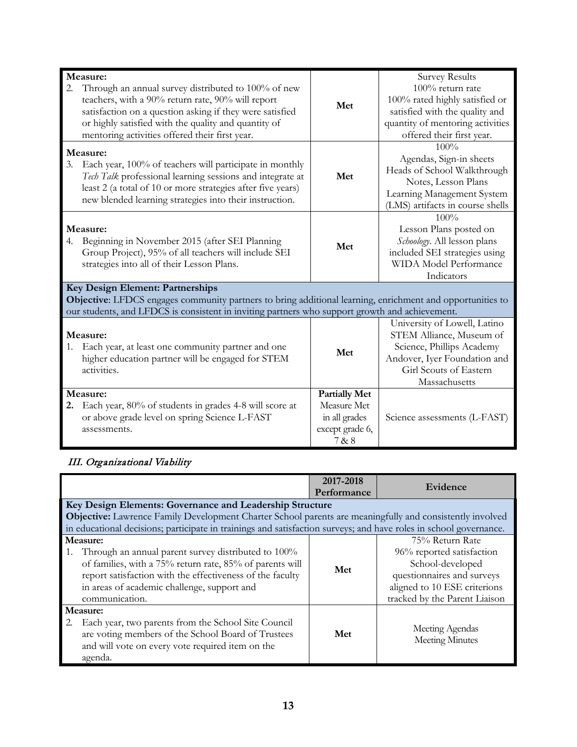| | | |
|---|---|---|
| **Measure:**<br>2. Through an annual survey distributed to 100% of new teachers, with a 90% return rate, 90% will report satisfaction on a question asking if they were satisfied or highly satisfied with the quality and quantity of mentoring activities offered their first year. | **Met** | Survey Results<br>100% return rate<br>100% rated highly satisfied or satisfied with the quality and quantity of mentoring activities offered their first year. |
| **Measure:**<br>3. Each year, 100% of teachers will participate in monthly *Tech Talk* professional learning sessions and integrate at least 2 (a total of 10 or more strategies after five years) new blended learning strategies into their instruction. | **Met** | 100%<br>Agendas, Sign-in sheets<br>Heads of School Walkthrough Notes, Lesson Plans<br>Learning Management System (LMS) artifacts in course shells |
| **Measure:**<br>4. Beginning in November 2015 (after SEI Planning Group Project), 95% of all teachers will include SEI strategies into all of their Lesson Plans. | **Met** | 100%<br>Lesson Plans posted on *Schoology*. All lesson plans included SEI strategies using WIDA Model Performance Indicators |
| **Key Design Element: Partnerships**<br>**Objective**: LFDCS engages community partners to bring additional learning, enrichment and opportunities to our students, and LFDCS is consistent in inviting partners who support growth and achievement. | | |
| **Measure:**<br>1. Each year, at least one community partner and one higher education partner will be engaged for STEM activities. | **Met** | University of Lowell, Latino STEM Alliance, Museum of Science, Phillips Academy Andover, Iyer Foundation and Girl Scouts of Eastern Massachusetts |
| **Measure:**<br>**2.** Each year, 80% of students in grades 4-8 will score at or above grade level on spring Science L-FAST assessments. | **Partially Met**<br>Measure Met in all grades except grade 6, 7 & 8 | Science assessments (L-FAST) |

*III. Organizational Viability*

| | 2017-2018 Performance | Evidence |
|---|---|---|
| **Key Design Elements: Governance and Leadership Structure**<br>**Objective:** Lawrence Family Development Charter School parents are meaningfully and consistently involved in educational decisions; participate in trainings and satisfaction surveys; and have roles in school governance. | | |
| **Measure:**<br>1. Through an annual parent survey distributed to 100% of families, with a 75% return rate, 85% of parents will report satisfaction with the effectiveness of the faculty in areas of academic challenge, support and communication. | **Met** | 75% Return Rate<br>96% reported satisfaction<br>School-developed questionnaires and surveys aligned to 10 ESE criterions tracked by the Parent Liaison |
| **Measure:**<br>2. Each year, two parents from the School Site Council are voting members of the School Board of Trustees and will vote on every vote required item on the agenda. | **Met** | Meeting Agendas<br>Meeting Minutes |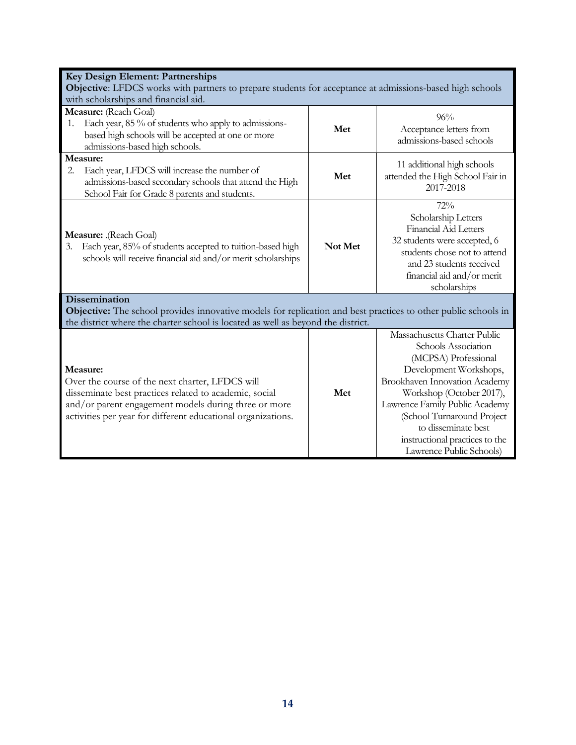| **Key Design Element: Partnerships**<br>**Objective**: LFDCS works with partners to prepare students for acceptance at admissions-based high schools with scholarships and financial aid. | | |
|---|---|---|
| **Measure:** (Reach Goal)<br>1. Each year, 85 % of students who apply to admissions-based high schools will be accepted at one or more admissions-based high schools. | **Met** | 96%<br>Acceptance letters from admissions-based schools |
| **Measure:**<br>2. Each year, LFDCS will increase the number of admissions-based secondary schools that attend the High School Fair for Grade 8 parents and students. | **Met** | 11 additional high schools attended the High School Fair in 2017-2018 |
| **Measure:** .(Reach Goal)<br>3. Each year, 85% of students accepted to tuition-based high schools will receive financial aid and/or merit scholarships | **Not Met** | 72%<br>Scholarship Letters<br>Financial Aid Letters<br>32 students were accepted, 6 students chose not to attend and 23 students received financial aid and/or merit scholarships |
| **Dissemination**<br>**Objective:** The school provides innovative models for replication and best practices to other public schools in the district where the charter school is located as well as beyond the district. | | |
| **Measure:**<br>Over the course of the next charter, LFDCS will disseminate best practices related to academic, social and/or parent engagement models during three or more activities per year for different educational organizations. | **Met** | Massachusetts Charter Public Schools Association (MCPSA) Professional Development Workshops, Brookhaven Innovation Academy Workshop (October 2017), Lawrence Family Public Academy (School Turnaround Project to disseminate best instructional practices to the Lawrence Public Schools) |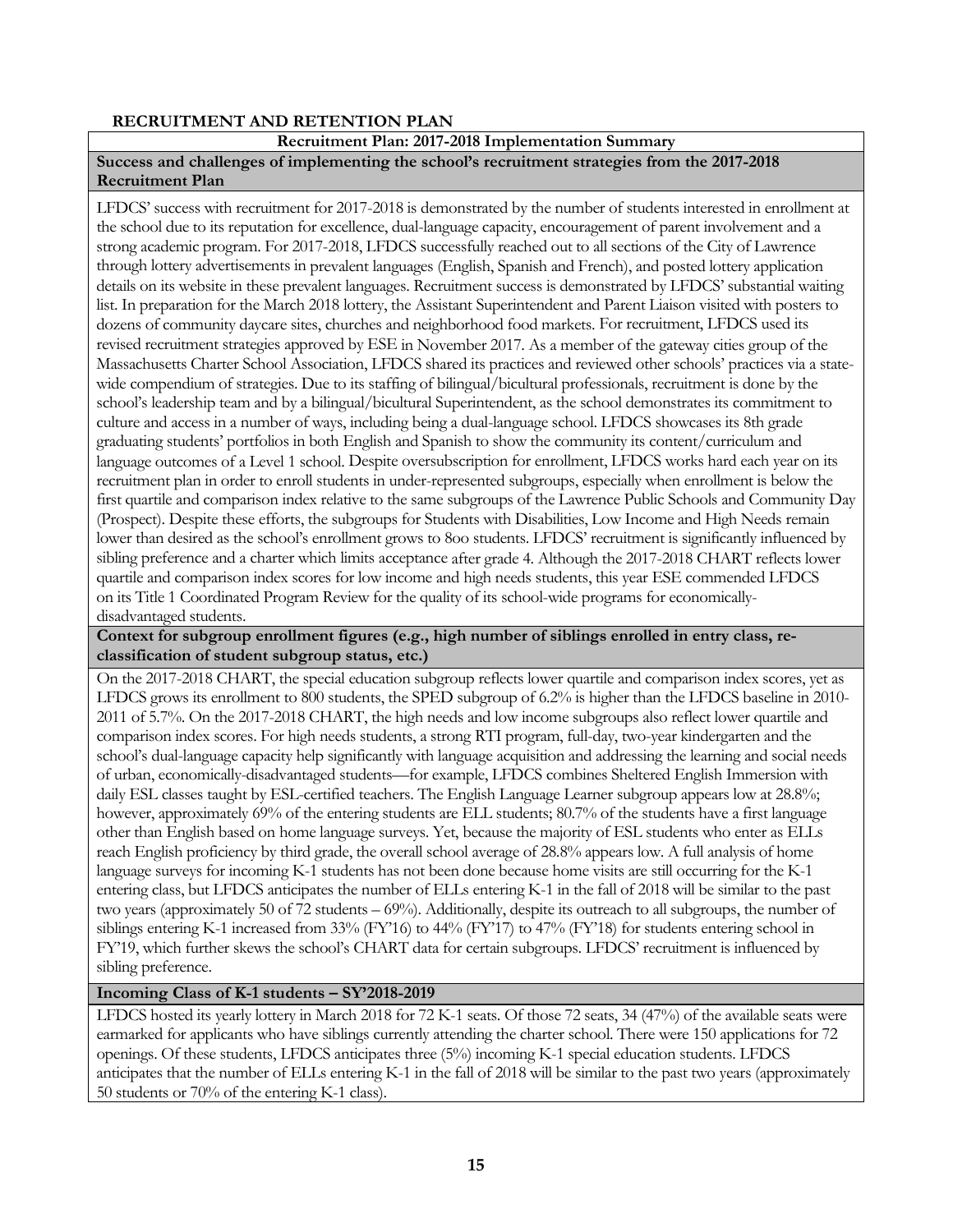## RECRUITMENT AND RETENTION PLAN

### Recruitment Plan: 2017-2018 Implementation Summary

**Success and challenges of implementing the school's recruitment strategies from the 2017-2018 Recruitment Plan**

LFDCS' success with recruitment for 2017-2018 is demonstrated by the number of students interested in enrollment at the school due to its reputation for excellence, dual-language capacity, encouragement of parent involvement and a strong academic program. For 2017-2018, LFDCS successfully reached out to all sections of the City of Lawrence through lottery advertisements in prevalent languages (English, Spanish and French), and posted lottery application details on its website in these prevalent languages. Recruitment success is demonstrated by LFDCS' substantial waiting list. In preparation for the March 2018 lottery, the Assistant Superintendent and Parent Liaison visited with posters to dozens of community daycare sites, churches and neighborhood food markets. For recruitment, LFDCS used its revised recruitment strategies approved by ESE in November 2017. As a member of the gateway cities group of the Massachusetts Charter School Association, LFDCS shared its practices and reviewed other schools' practices via a state-wide compendium of strategies. Due to its staffing of bilingual/bicultural professionals, recruitment is done by the school's leadership team and by a bilingual/bicultural Superintendent, as the school demonstrates its commitment to culture and access in a number of ways, including being a dual-language school. LFDCS showcases its 8th grade graduating students' portfolios in both English and Spanish to show the community its content/curriculum and language outcomes of a Level 1 school. Despite oversubscription for enrollment, LFDCS works hard each year on its recruitment plan in order to enroll students in under-represented subgroups, especially when enrollment is below the first quartile and comparison index relative to the same subgroups of the Lawrence Public Schools and Community Day (Prospect). Despite these efforts, the subgroups for Students with Disabilities, Low Income and High Needs remain lower than desired as the school's enrollment grows to 8oo students. LFDCS' recruitment is significantly influenced by sibling preference and a charter which limits acceptance after grade 4. Although the 2017-2018 CHART reflects lower quartile and comparison index scores for low income and high needs students, this year ESE commended LFDCS on its Title 1 Coordinated Program Review for the quality of its school-wide programs for economically-disadvantaged students.

**Context for subgroup enrollment figures (e.g., high number of siblings enrolled in entry class, re-classification of student subgroup status, etc.)**

On the 2017-2018 CHART, the special education subgroup reflects lower quartile and comparison index scores, yet as LFDCS grows its enrollment to 800 students, the SPED subgroup of 6.2% is higher than the LFDCS baseline in 2010-2011 of 5.7%. On the 2017-2018 CHART, the high needs and low income subgroups also reflect lower quartile and comparison index scores. For high needs students, a strong RTI program, full-day, two-year kindergarten and the school's dual-language capacity help significantly with language acquisition and addressing the learning and social needs of urban, economically-disadvantaged students—for example, LFDCS combines Sheltered English Immersion with daily ESL classes taught by ESL-certified teachers. The English Language Learner subgroup appears low at 28.8%; however, approximately 69% of the entering students are ELL students; 80.7% of the students have a first language other than English based on home language surveys. Yet, because the majority of ESL students who enter as ELLs reach English proficiency by third grade, the overall school average of 28.8% appears low. A full analysis of home language surveys for incoming K-1 students has not been done because home visits are still occurring for the K-1 entering class, but LFDCS anticipates the number of ELLs entering K-1 in the fall of 2018 will be similar to the past two years (approximately 50 of 72 students – 69%). Additionally, despite its outreach to all subgroups, the number of siblings entering K-1 increased from 33% (FY'16) to 44% (FY'17) to 47% (FY'18) for students entering school in FY'19, which further skews the school's CHART data for certain subgroups. LFDCS' recruitment is influenced by sibling preference.

**Incoming Class of K-1 students – SY'2018-2019**

LFDCS hosted its yearly lottery in March 2018 for 72 K-1 seats. Of those 72 seats, 34 (47%) of the available seats were earmarked for applicants who have siblings currently attending the charter school. There were 150 applications for 72 openings. Of these students, LFDCS anticipates three (5%) incoming K-1 special education students. LFDCS anticipates that the number of ELLs entering K-1 in the fall of 2018 will be similar to the past two years (approximately 50 students or 70% of the entering K-1 class).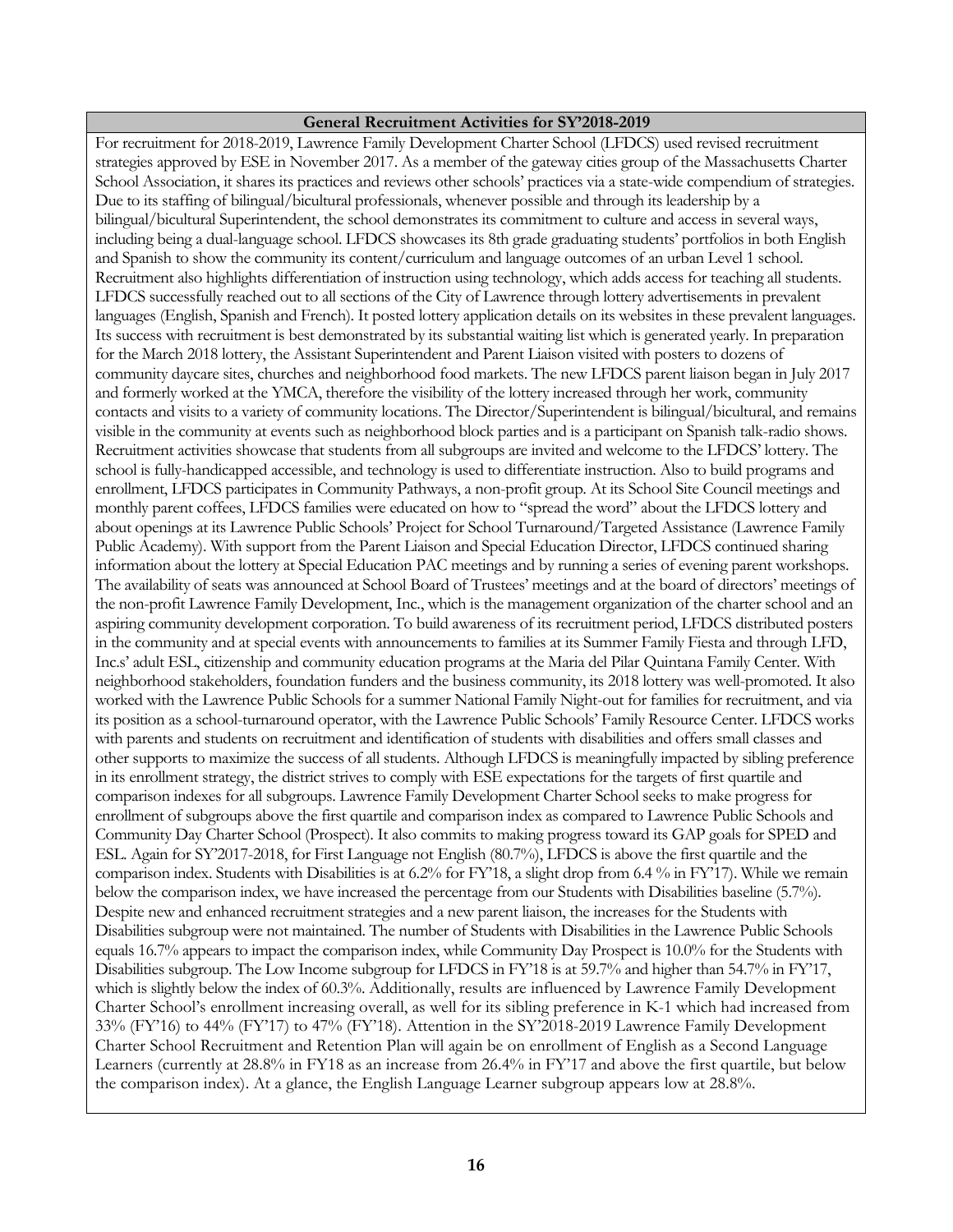**General Recruitment Activities for SY'2018-2019**

For recruitment for 2018-2019, Lawrence Family Development Charter School (LFDCS) used revised recruitment strategies approved by ESE in November 2017. As a member of the gateway cities group of the Massachusetts Charter School Association, it shares its practices and reviews other schools' practices via a state-wide compendium of strategies. Due to its staffing of bilingual/bicultural professionals, whenever possible and through its leadership by a bilingual/bicultural Superintendent, the school demonstrates its commitment to culture and access in several ways, including being a dual-language school. LFDCS showcases its 8th grade graduating students' portfolios in both English and Spanish to show the community its content/curriculum and language outcomes of an urban Level 1 school. Recruitment also highlights differentiation of instruction using technology, which adds access for teaching all students. LFDCS successfully reached out to all sections of the City of Lawrence through lottery advertisements in prevalent languages (English, Spanish and French). It posted lottery application details on its websites in these prevalent languages. Its success with recruitment is best demonstrated by its substantial waiting list which is generated yearly. In preparation for the March 2018 lottery, the Assistant Superintendent and Parent Liaison visited with posters to dozens of community daycare sites, churches and neighborhood food markets. The new LFDCS parent liaison began in July 2017 and formerly worked at the YMCA, therefore the visibility of the lottery increased through her work, community contacts and visits to a variety of community locations. The Director/Superintendent is bilingual/bicultural, and remains visible in the community at events such as neighborhood block parties and is a participant on Spanish talk-radio shows. Recruitment activities showcase that students from all subgroups are invited and welcome to the LFDCS' lottery. The school is fully-handicapped accessible, and technology is used to differentiate instruction. Also to build programs and enrollment, LFDCS participates in Community Pathways, a non-profit group. At its School Site Council meetings and monthly parent coffees, LFDCS families were educated on how to "spread the word" about the LFDCS lottery and about openings at its Lawrence Public Schools' Project for School Turnaround/Targeted Assistance (Lawrence Family Public Academy). With support from the Parent Liaison and Special Education Director, LFDCS continued sharing information about the lottery at Special Education PAC meetings and by running a series of evening parent workshops. The availability of seats was announced at School Board of Trustees' meetings and at the board of directors' meetings of the non-profit Lawrence Family Development, Inc., which is the management organization of the charter school and an aspiring community development corporation. To build awareness of its recruitment period, LFDCS distributed posters in the community and at special events with announcements to families at its Summer Family Fiesta and through LFD, Inc.s' adult ESL, citizenship and community education programs at the Maria del Pilar Quintana Family Center. With neighborhood stakeholders, foundation funders and the business community, its 2018 lottery was well-promoted. It also worked with the Lawrence Public Schools for a summer National Family Night-out for families for recruitment, and via its position as a school-turnaround operator, with the Lawrence Public Schools' Family Resource Center. LFDCS works with parents and students on recruitment and identification of students with disabilities and offers small classes and other supports to maximize the success of all students. Although LFDCS is meaningfully impacted by sibling preference in its enrollment strategy, the district strives to comply with ESE expectations for the targets of first quartile and comparison indexes for all subgroups. Lawrence Family Development Charter School seeks to make progress for enrollment of subgroups above the first quartile and comparison index as compared to Lawrence Public Schools and Community Day Charter School (Prospect). It also commits to making progress toward its GAP goals for SPED and ESL. Again for SY'2017-2018, for First Language not English (80.7%), LFDCS is above the first quartile and the comparison index. Students with Disabilities is at 6.2% for FY'18, a slight drop from 6.4 % in FY'17). While we remain below the comparison index, we have increased the percentage from our Students with Disabilities baseline (5.7%). Despite new and enhanced recruitment strategies and a new parent liaison, the increases for the Students with Disabilities subgroup were not maintained. The number of Students with Disabilities in the Lawrence Public Schools equals 16.7% appears to impact the comparison index, while Community Day Prospect is 10.0% for the Students with Disabilities subgroup. The Low Income subgroup for LFDCS in FY'18 is at 59.7% and higher than 54.7% in FY'17, which is slightly below the index of 60.3%. Additionally, results are influenced by Lawrence Family Development Charter School's enrollment increasing overall, as well for its sibling preference in K-1 which had increased from 33% (FY'16) to 44% (FY'17) to 47% (FY'18). Attention in the SY'2018-2019 Lawrence Family Development Charter School Recruitment and Retention Plan will again be on enrollment of English as a Second Language Learners (currently at 28.8% in FY18 as an increase from 26.4% in FY'17 and above the first quartile, but below the comparison index). At a glance, the English Language Learner subgroup appears low at 28.8%.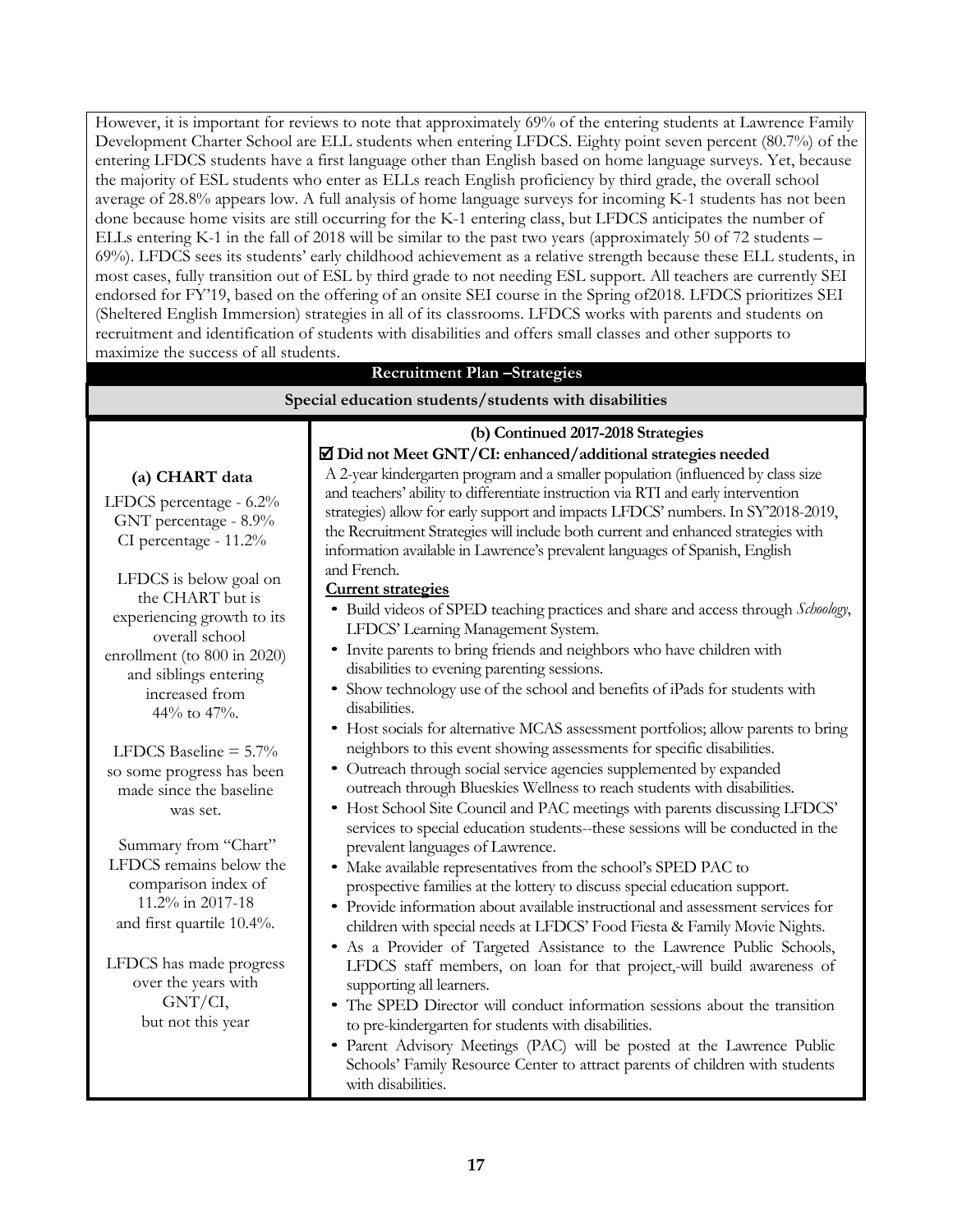However, it is important for reviews to note that approximately 69% of the entering students at Lawrence Family Development Charter School are ELL students when entering LFDCS. Eighty point seven percent (80.7%) of the entering LFDCS students have a first language other than English based on home language surveys. Yet, because the majority of ESL students who enter as ELLs reach English proficiency by third grade, the overall school average of 28.8% appears low. A full analysis of home language surveys for incoming K-1 students has not been done because home visits are still occurring for the K-1 entering class, but LFDCS anticipates the number of ELLs entering K-1 in the fall of 2018 will be similar to the past two years (approximately 50 of 72 students – 69%). LFDCS sees its students' early childhood achievement as a relative strength because these ELL students, in most cases, fully transition out of ESL by third grade to not needing ESL support. All teachers are currently SEI endorsed for FY'19, based on the offering of an onsite SEI course in the Spring of2018. LFDCS prioritizes SEI (Sheltered English Immersion) strategies in all of its classrooms. LFDCS works with parents and students on recruitment and identification of students with disabilities and offers small classes and other supports to maximize the success of all students.

## Recruitment Plan –Strategies

### Special education students/students with disabilities

| (a) CHART data | (b) Continued 2017-2018 Strategies |
|---|---|
| LFDCS percentage - 6.2%<br>GNT percentage - 8.9%<br>CI percentage - 11.2%<br><br>LFDCS is below goal on the CHART but is experiencing growth to its overall school enrollment (to 800 in 2020) and siblings entering increased from 44% to 47%.<br><br>LFDCS Baseline = 5.7% so some progress has been made since the baseline was set.<br><br>Summary from "Chart" LFDCS remains below the comparison index of 11.2% in 2017-18 and first quartile 10.4%.<br><br>LFDCS has made progress over the years with GNT/CI, but not this year | ☑ **Did not Meet GNT/CI: enhanced/additional strategies needed**<br>A 2-year kindergarten program and a smaller population (influenced by class size and teachers' ability to differentiate instruction via RTI and early intervention strategies) allow for early support and impacts LFDCS' numbers. In SY'2018-2019, the Recruitment Strategies will include both current and enhanced strategies with information available in Lawrence's prevalent languages of Spanish, English and French.<br><br>**Current strategies**<br>• Build videos of SPED teaching practices and share and access through *Schoology*, LFDCS' Learning Management System.<br>• Invite parents to bring friends and neighbors who have children with disabilities to evening parenting sessions.<br>• Show technology use of the school and benefits of iPads for students with disabilities.<br>• Host socials for alternative MCAS assessment portfolios; allow parents to bring neighbors to this event showing assessments for specific disabilities.<br>• Outreach through social service agencies supplemented by expanded outreach through Blueskies Wellness to reach students with disabilities.<br>• Host School Site Council and PAC meetings with parents discussing LFDCS' services to special education students--these sessions will be conducted in the prevalent languages of Lawrence.<br>• Make available representatives from the school's SPED PAC to prospective families at the lottery to discuss special education support.<br>• Provide information about available instructional and assessment services for children with special needs at LFDCS' Food Fiesta & Family Movie Nights.<br>• As a Provider of Targeted Assistance to the Lawrence Public Schools, LFDCS staff members, on loan for that project,-will build awareness of supporting all learners.<br>• The SPED Director will conduct information sessions about the transition to pre-kindergarten for students with disabilities.<br>• Parent Advisory Meetings (PAC) will be posted at the Lawrence Public Schools' Family Resource Center to attract parents of children with students with disabilities. |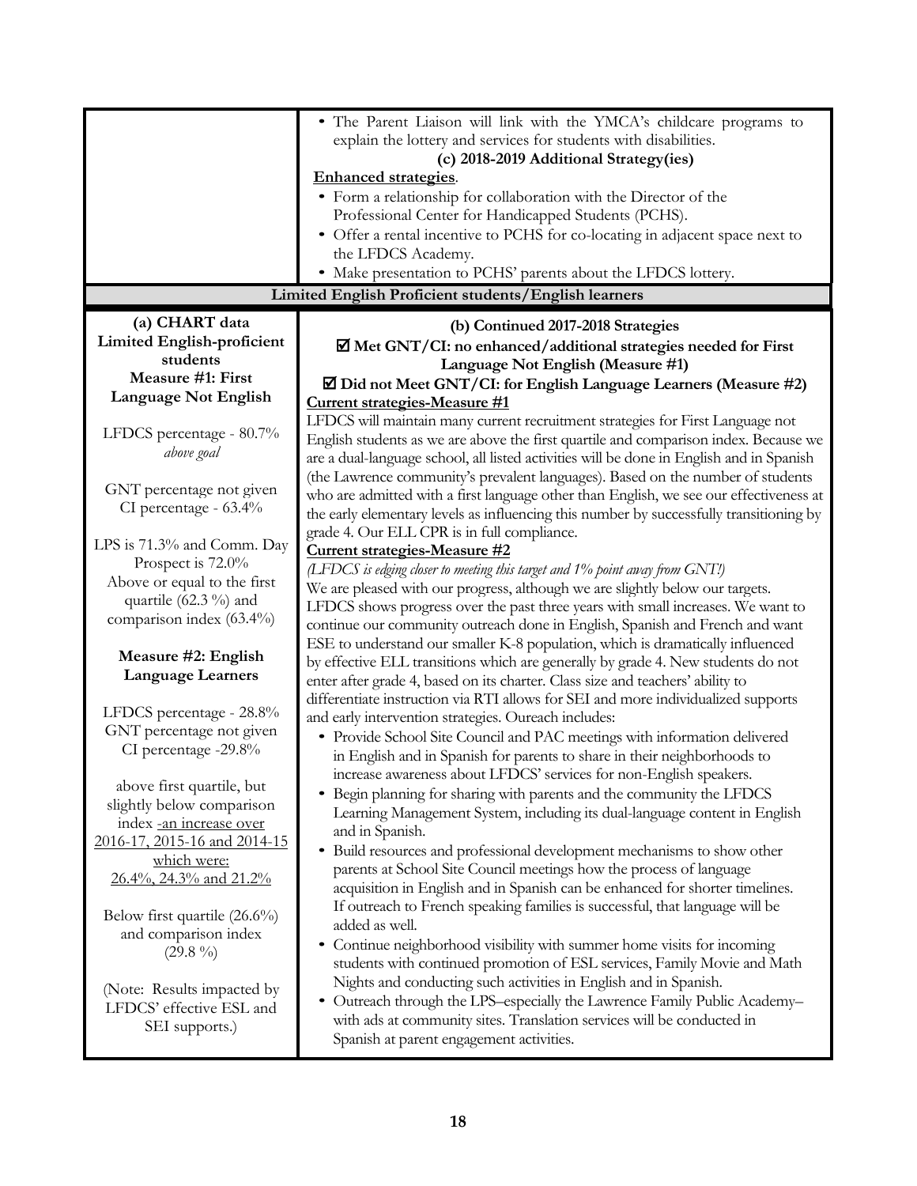| | |
|---|---|
| | • The Parent Liaison will link with the YMCA's childcare programs to explain the lottery and services for students with disabilities.<br>**(c) 2018-2019 Additional Strategy(ies)**<br>**<u>Enhanced strategies</u>**.<br>• Form a relationship for collaboration with the Director of the Professional Center for Handicapped Students (PCHS).<br>• Offer a rental incentive to PCHS for co-locating in adjacent space next to the LFDCS Academy.<br>• Make presentation to PCHS' parents about the LFDCS lottery. |
| **Limited English Proficient students/English learners** | |
| **(a) CHART data**<br>**Limited English-proficient students**<br>**Measure #1: First Language Not English**<br><br>LFDCS percentage - 80.7% *above goal*<br><br>GNT percentage not given<br>CI percentage - 63.4%<br><br>LPS is 71.3% and Comm. Day Prospect is 72.0%<br>Above or equal to the first quartile (62.3 %) and comparison index (63.4%)<br><br>**Measure #2: English Language Learners**<br><br>LFDCS percentage - 28.8%<br>GNT percentage not given<br>CI percentage -29.8%<br><br>above first quartile, but slightly below comparison index <u>-an increase over 2016-17, 2015-16 and 2014-15 which were: 26.4%, 24.3% and 21.2%</u><br><br>Below first quartile (26.6%) and comparison index (29.8 %)<br><br>(Note: Results impacted by LFDCS' effective ESL and SEI supports.) | **(b) Continued 2017-2018 Strategies**<br>**☑ Met GNT/CI: no enhanced/additional strategies needed for First Language Not English (Measure #1)**<br>**☑ Did not Meet GNT/CI: for English Language Learners (Measure #2)**<br>**<u>Current strategies-Measure #1</u>**<br>LFDCS will maintain many current recruitment strategies for First Language not English students as we are above the first quartile and comparison index. Because we are a dual-language school, all listed activities will be done in English and in Spanish (the Lawrence community's prevalent languages). Based on the number of students who are admitted with a first language other than English, we see our effectiveness at the early elementary levels as influencing this number by successfully transitioning by grade 4. Our ELL CPR is in full compliance.<br>**<u>Current strategies-Measure #2</u>**<br>*(LFDCS is edging closer to meeting this target and 1% point away from GNT!)*<br>We are pleased with our progress, although we are slightly below our targets. LFDCS shows progress over the past three years with small increases. We want to continue our community outreach done in English, Spanish and French and want ESE to understand our smaller K-8 population, which is dramatically influenced by effective ELL transitions which are generally by grade 4. New students do not enter after grade 4, based on its charter. Class size and teachers' ability to differentiate instruction via RTI allows for SEI and more individualized supports and early intervention strategies. Oureach includes:<br>• Provide School Site Council and PAC meetings with information delivered in English and in Spanish for parents to share in their neighborhoods to increase awareness about LFDCS' services for non-English speakers.<br>• Begin planning for sharing with parents and the community the LFDCS Learning Management System, including its dual-language content in English and in Spanish.<br>• Build resources and professional development mechanisms to show other parents at School Site Council meetings how the process of language acquisition in English and in Spanish can be enhanced for shorter timelines. If outreach to French speaking families is successful, that language will be added as well.<br>• Continue neighborhood visibility with summer home visits for incoming students with continued promotion of ESL services, Family Movie and Math Nights and conducting such activities in English and in Spanish.<br>• Outreach through the LPS–especially the Lawrence Family Public Academy–with ads at community sites. Translation services will be conducted in Spanish at parent engagement activities. |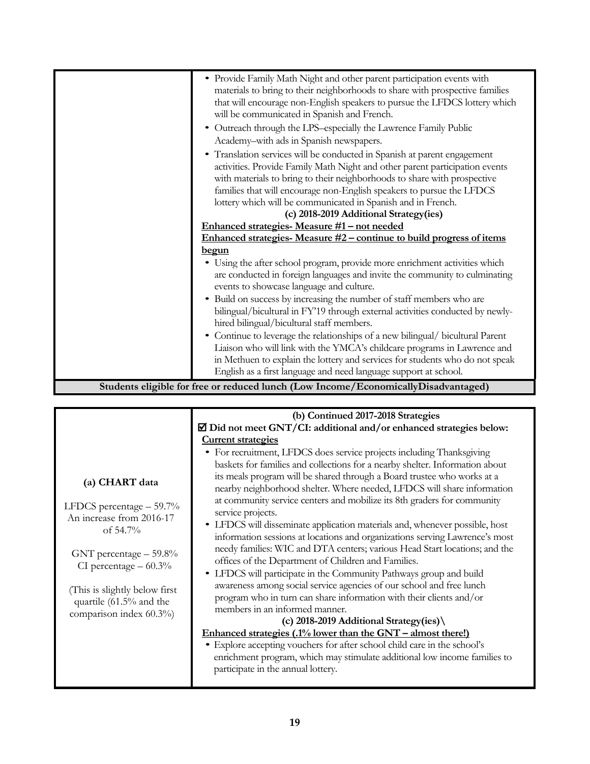| | |
|---|---|
| | • Provide Family Math Night and other parent participation events with materials to bring to their neighborhoods to share with prospective families that will encourage non-English speakers to pursue the LFDCS lottery which will be communicated in Spanish and French.<br>• Outreach through the LPS–especially the Lawrence Family Public Academy–with ads in Spanish newspapers.<br>• Translation services will be conducted in Spanish at parent engagement activities. Provide Family Math Night and other parent participation events with materials to bring to their neighborhoods to share with prospective families that will encourage non-English speakers to pursue the LFDCS lottery which will be communicated in Spanish and in French.<br>**(c) 2018-2019 Additional Strategy(ies)**<br>**Enhanced strategies- Measure #1 – not needed**<br>**Enhanced strategies- Measure #2 – continue to build progress of items begun**<br>• Using the after school program, provide more enrichment activities which are conducted in foreign languages and invite the community to culminating events to showcase language and culture.<br>• Build on success by increasing the number of staff members who are bilingual/bicultural in FY'19 through external activities conducted by newly-hired bilingual/bicultural staff members.<br>• Continue to leverage the relationships of a new bilingual/ bicultural Parent Liaison who will link with the YMCA's childcare programs in Lawrence and in Methuen to explain the lottery and services for students who do not speak English as a first language and need language support at school. |

**Students eligible for free or reduced lunch (Low Income/EconomicallyDisadvantaged)**

| | |
|---|---|
| **(a) CHART data**<br><br>LFDCS percentage – 59.7%<br>An increase from 2016-17 of 54.7%<br><br>GNT percentage – 59.8%<br>CI percentage – 60.3%<br><br>(This is slightly below first quartile (61.5% and the comparison index 60.3%) | **(b) Continued 2017-2018 Strategies**<br>☑ **Did not meet GNT/CI: additional and/or enhanced strategies below:**<br>**Current strategies**<br>• For recruitment, LFDCS does service projects including Thanksgiving baskets for families and collections for a nearby shelter. Information about its meals program will be shared through a Board trustee who works at a nearby neighborhood shelter. Where needed, LFDCS will share information at community service centers and mobilize its 8th graders for community service projects.<br>• LFDCS will disseminate application materials and, whenever possible, host information sessions at locations and organizations serving Lawrence's most needy families: WIC and DTA centers; various Head Start locations; and the offices of the Department of Children and Families.<br>• LFDCS will participate in the Community Pathways group and build awareness among social service agencies of our school and free lunch program who in turn can share information with their clients and/or members in an informed manner.<br>**(c) 2018-2019 Additional Strategy(ies)\**<br>**Enhanced strategies (.1% lower than the GNT – almost there!)**<br>• Explore accepting vouchers for after school child care in the school's enrichment program, which may stimulate additional low income families to participate in the annual lottery. |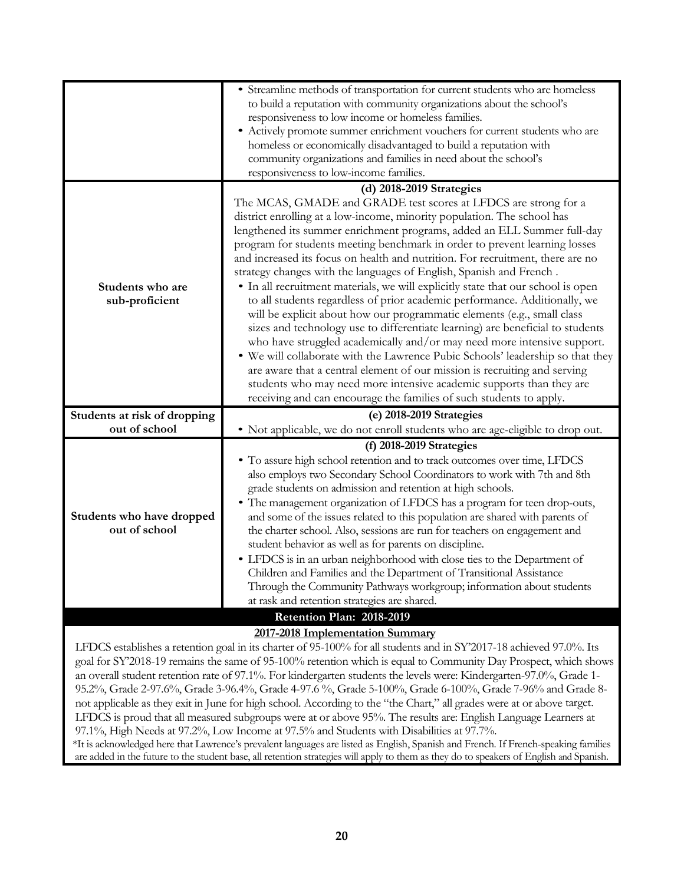| | |
|---|---|
| | • Streamline methods of transportation for current students who are homeless to build a reputation with community organizations about the school's responsiveness to low income or homeless families.<br>• Actively promote summer enrichment vouchers for current students who are homeless or economically disadvantaged to build a reputation with community organizations and families in need about the school's responsiveness to low-income families. |
| **Students who are sub-proficient** | **(d) 2018-2019 Strategies**<br>The MCAS, GMADE and GRADE test scores at LFDCS are strong for a district enrolling at a low-income, minority population. The school has lengthened its summer enrichment programs, added an ELL Summer full-day program for students meeting benchmark in order to prevent learning losses and increased its focus on health and nutrition. For recruitment, there are no strategy changes with the languages of English, Spanish and French .<br>• In all recruitment materials, we will explicitly state that our school is open to all students regardless of prior academic performance. Additionally, we will be explicit about how our programmatic elements (e.g., small class sizes and technology use to differentiate learning) are beneficial to students who have struggled academically and/or may need more intensive support.<br>• We will collaborate with the Lawrence Pubic Schools' leadership so that they are aware that a central element of our mission is recruiting and serving students who may need more intensive academic supports than they are receiving and can encourage the families of such students to apply. |
| **Students at risk of dropping out of school** | **(e) 2018-2019 Strategies**<br>• Not applicable, we do not enroll students who are age-eligible to drop out. |
| **Students who have dropped out of school** | **(f) 2018-2019 Strategies**<br>• To assure high school retention and to track outcomes over time, LFDCS also employs two Secondary School Coordinators to work with 7th and 8th grade students on admission and retention at high schools.<br>• The management organization of LFDCS has a program for teen drop-outs, and some of the issues related to this population are shared with parents of the charter school. Also, sessions are run for teachers on engagement and student behavior as well as for parents on discipline.<br>• LFDCS is in an urban neighborhood with close ties to the Department of Children and Families and the Department of Transitional Assistance Through the Community Pathways workgroup; information about students at rask and retention strategies are shared. |

## Retention Plan: 2018-2019

**2017-2018 Implementation Summary**

LFDCS establishes a retention goal in its charter of 95-100% for all students and in SY'2017-18 achieved 97.0%. Its goal for SY'2018-19 remains the same of 95-100% retention which is equal to Community Day Prospect, which shows an overall student retention rate of 97.1%. For kindergarten students the levels were: Kindergarten-97.0%, Grade 1-95.2%, Grade 2-97.6%, Grade 3-96.4%, Grade 4-97.6 %, Grade 5-100%, Grade 6-100%, Grade 7-96% and Grade 8-not applicable as they exit in June for high school. According to the "the Chart," all grades were at or above target. LFDCS is proud that all measured subgroups were at or above 95%. The results are: English Language Learners at 97.1%, High Needs at 97.2%, Low Income at 97.5% and Students with Disabilities at 97.7%.

*It is acknowledged here that Lawrence's prevalent languages are listed as English, Spanish and French. If French-speaking families are added in the future to the student base, all retention strategies will apply to them as they do to speakers of English and Spanish.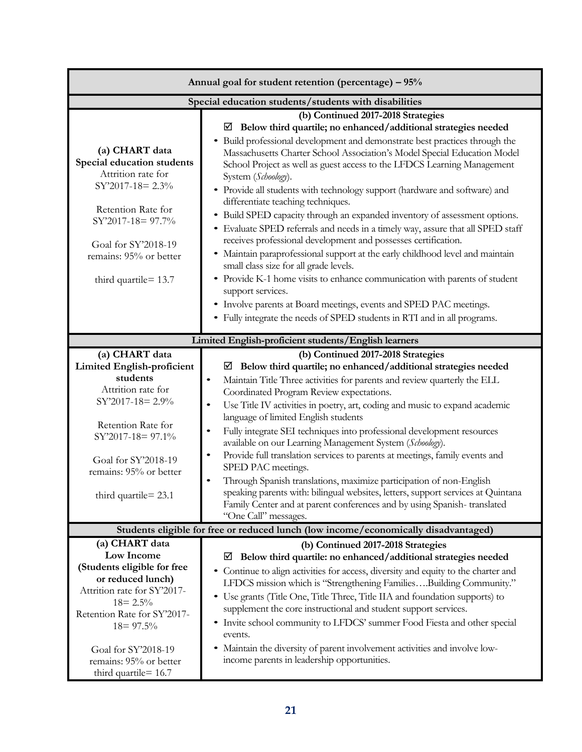| Annual goal for student retention (percentage) – 95% | |
|---|---|
| **Special education students/students with disabilities** | |
| **(a) CHART data**<br>**Special education students**<br>Attrition rate for SY'2017-18= 2.3%<br><br>Retention Rate for SY'2017-18= 97.7%<br><br>Goal for SY'2018-19 remains: 95% or better<br><br>third quartile= 13.7 | **(b) Continued 2017-2018 Strategies**<br>☑ **Below third quartile; no enhanced/additional strategies needed**<br>• Build professional development and demonstrate best practices through the Massachusetts Charter School Association's Model Special Education Model School Project as well as guest access to the LFDCS Learning Management System (*Schoology*).<br>• Provide all students with technology support (hardware and software) and differentiate teaching techniques.<br>• Build SPED capacity through an expanded inventory of assessment options.<br>• Evaluate SPED referrals and needs in a timely way, assure that all SPED staff receives professional development and possesses certification.<br>• Maintain paraprofessional support at the early childhood level and maintain small class size for all grade levels.<br>• Provide K-1 home visits to enhance communication with parents of student support services.<br>• Involve parents at Board meetings, events and SPED PAC meetings.<br>• Fully integrate the needs of SPED students in RTI and in all programs. |
| **Limited English-proficient students/English learners** | |
| **(a) CHART data**<br>**Limited English-proficient students**<br>Attrition rate for SY'2017-18= 2.9%<br><br>Retention Rate for SY'2017-18= 97.1%<br><br>Goal for SY'2018-19 remains: 95% or better<br><br>third quartile= 23.1 | **(b) Continued 2017-2018 Strategies**<br>☑ **Below third quartile; no enhanced/additional strategies needed**<br>• Maintain Title Three activities for parents and review quarterly the ELL Coordinated Program Review expectations.<br>• Use Title IV activities in poetry, art, coding and music to expand academic language of limited English students<br>• Fully integrate SEI techniques into professional development resources available on our Learning Management System (*Schoology*).<br>• Provide full translation services to parents at meetings, family events and SPED PAC meetings.<br>• Through Spanish translations, maximize participation of non-English speaking parents with: bilingual websites, letters, support services at Quintana Family Center and at parent conferences and by using Spanish- translated "One Call" messages. |
| **Students eligible for free or reduced lunch (low income/economically disadvantaged)** | |
| **(a) CHART data**<br>**Low Income**<br>**(Students eligible for free or reduced lunch)**<br>Attrition rate for SY'2017-18= 2.5%<br>Retention Rate for SY'2017-18= 97.5%<br><br>Goal for SY'2018-19 remains: 95% or better<br>third quartile= 16.7 | **(b) Continued 2017-2018 Strategies**<br>☑ **Below third quartile: no enhanced/additional strategies needed**<br>• Continue to align activities for access, diversity and equity to the charter and LFDCS mission which is "Strengthening Families….Building Community."<br>• Use grants (Title One, Title Three, Title IIA and foundation supports) to supplement the core instructional and student support services.<br>• Invite school community to LFDCS' summer Food Fiesta and other special events.<br>• Maintain the diversity of parent involvement activities and involve low-income parents in leadership opportunities. |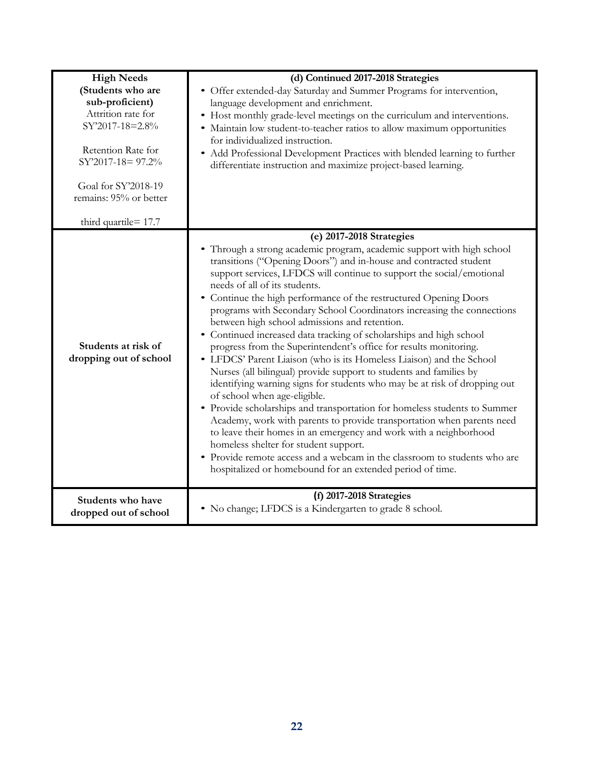| **High Needs (Students who are sub-proficient)**<br>Attrition rate for SY'2017-18=2.8%<br><br>Retention Rate for SY'2017-18= 97.2%<br><br>Goal for SY'2018-19 remains: 95% or better<br><br>third quartile= 17.7 | **(d) Continued 2017-2018 Strategies**<br>• Offer extended-day Saturday and Summer Programs for intervention, language development and enrichment.<br>• Host monthly grade-level meetings on the curriculum and interventions.<br>• Maintain low student-to-teacher ratios to allow maximum opportunities for individualized instruction.<br>• Add Professional Development Practices with blended learning to further differentiate instruction and maximize project-based learning. |
|---|---|
| **Students at risk of dropping out of school** | **(e) 2017-2018 Strategies**<br>• Through a strong academic program, academic support with high school transitions ("Opening Doors") and in-house and contracted student support services, LFDCS will continue to support the social/emotional needs of all of its students.<br>• Continue the high performance of the restructured Opening Doors programs with Secondary School Coordinators increasing the connections between high school admissions and retention.<br>• Continued increased data tracking of scholarships and high school progress from the Superintendent's office for results monitoring.<br>• LFDCS' Parent Liaison (who is its Homeless Liaison) and the School Nurses (all bilingual) provide support to students and families by identifying warning signs for students who may be at risk of dropping out of school when age-eligible.<br>• Provide scholarships and transportation for homeless students to Summer Academy, work with parents to provide transportation when parents need to leave their homes in an emergency and work with a neighborhood homeless shelter for student support.<br>• Provide remote access and a webcam in the classroom to students who are hospitalized or homebound for an extended period of time. |
| **Students who have dropped out of school** | **(f) 2017-2018 Strategies**<br>• No change; LFDCS is a Kindergarten to grade 8 school. |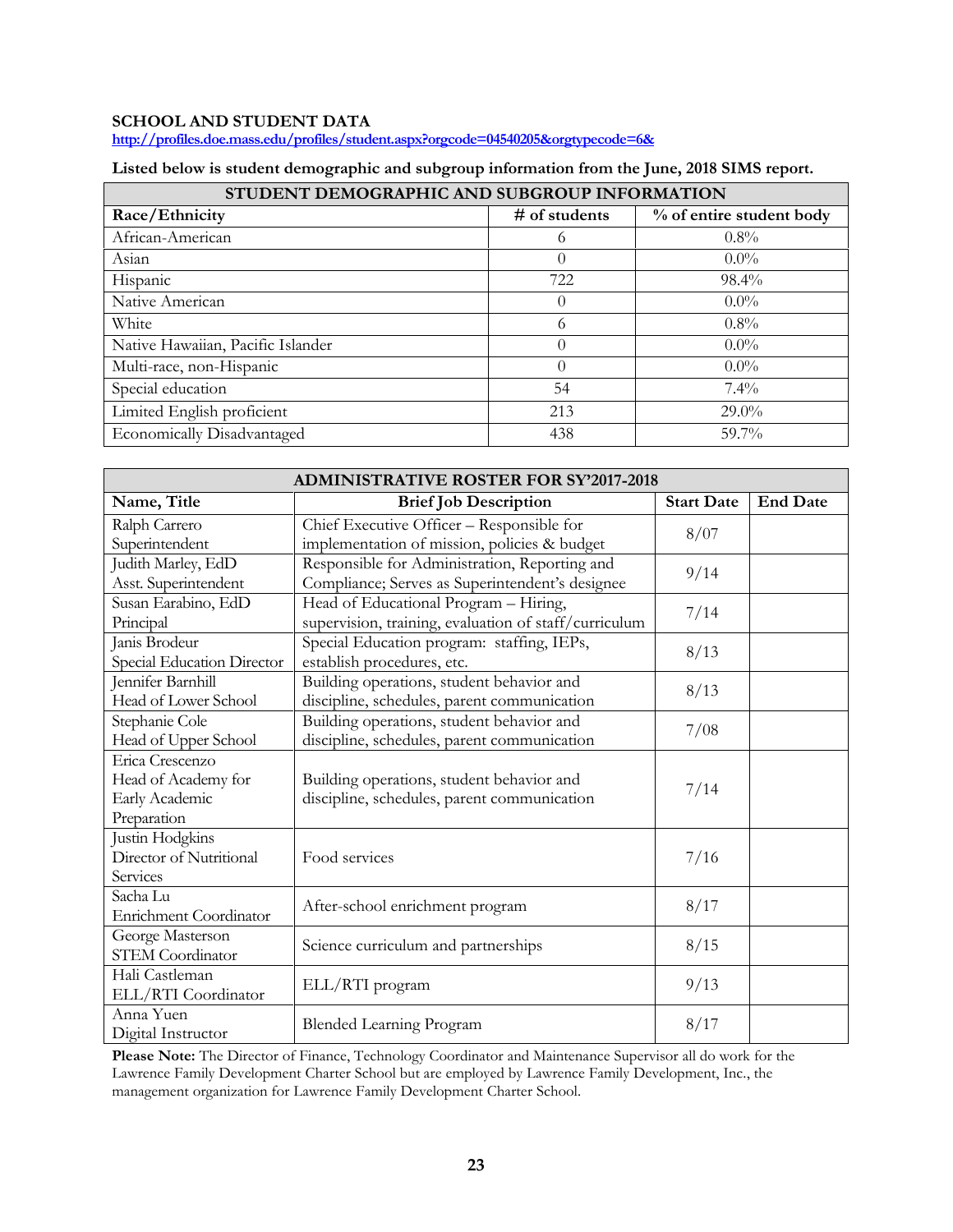## SCHOOL AND STUDENT DATA

http://profiles.doe.mass.edu/profiles/student.aspx?orgcode=04540205&orgtypecode=6&

**Listed below is student demographic and subgroup information from the June, 2018 SIMS report.**

| STUDENT DEMOGRAPHIC AND SUBGROUP INFORMATION | | |
|---|---|---|
| **Race/Ethnicity** | **# of students** | **% of entire student body** |
| African-American | 6 | 0.8% |
| Asian | 0 | 0.0% |
| Hispanic | 722 | 98.4% |
| Native American | 0 | 0.0% |
| White | 6 | 0.8% |
| Native Hawaiian, Pacific Islander | 0 | 0.0% |
| Multi-race, non-Hispanic | 0 | 0.0% |
| Special education | 54 | 7.4% |
| Limited English proficient | 213 | 29.0% |
| Economically Disadvantaged | 438 | 59.7% |

| ADMINISTRATIVE ROSTER FOR SY'2017-2018 | | | |
|---|---|---|---|
| **Name, Title** | **Brief Job Description** | **Start Date** | **End Date** |
| Ralph Carrero Superintendent | Chief Executive Officer – Responsible for implementation of mission, policies & budget | 8/07 | |
| Judith Marley, EdD Asst. Superintendent | Responsible for Administration, Reporting and Compliance; Serves as Superintendent's designee | 9/14 | |
| Susan Earabino, EdD Principal | Head of Educational Program – Hiring, supervision, training, evaluation of staff/curriculum | 7/14 | |
| Janis Brodeur Special Education Director | Special Education program: staffing, IEPs, establish procedures, etc. | 8/13 | |
| Jennifer Barnhill Head of Lower School | Building operations, student behavior and discipline, schedules, parent communication | 8/13 | |
| Stephanie Cole Head of Upper School | Building operations, student behavior and discipline, schedules, parent communication | 7/08 | |
| Erica Crescenzo Head of Academy for Early Academic Preparation | Building operations, student behavior and discipline, schedules, parent communication | 7/14 | |
| Justin Hodgkins Director of Nutritional Services | Food services | 7/16 | |
| Sacha Lu Enrichment Coordinator | After-school enrichment program | 8/17 | |
| George Masterson STEM Coordinator | Science curriculum and partnerships | 8/15 | |
| Hali Castleman ELL/RTI Coordinator | ELL/RTI program | 9/13 | |
| Anna Yuen Digital Instructor | Blended Learning Program | 8/17 | |

**Please Note:** The Director of Finance, Technology Coordinator and Maintenance Supervisor all do work for the Lawrence Family Development Charter School but are employed by Lawrence Family Development, Inc., the management organization for Lawrence Family Development Charter School.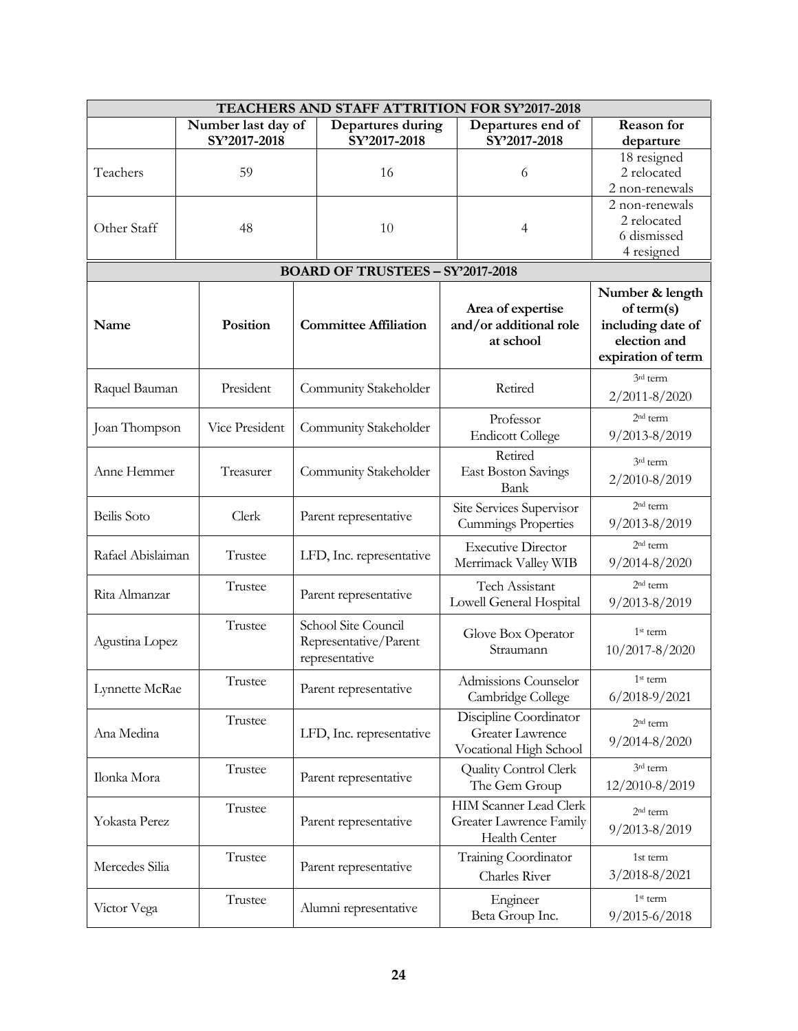| TEACHERS AND STAFF ATTRITION FOR SY'2017-2018 | | | | |
|---|---|---|---|---|
| | Number last day of SY'2017-2018 | Departures during SY'2017-2018 | Departures end of SY'2017-2018 | Reason for departure |
| Teachers | 59 | 16 | 6 | 18 resigned<br>2 relocated<br>2 non-renewals |
| Other Staff | 48 | 10 | 4 | 2 non-renewals<br>2 relocated<br>6 dismissed<br>4 resigned |

| BOARD OF TRUSTEES – SY'2017-2018 | | | | |
|---|---|---|---|---|
| Name | Position | Committee Affiliation | Area of expertise and/or additional role at school | Number & length of term(s) including date of election and expiration of term |
| Raquel Bauman | President | Community Stakeholder | Retired | 3rd term<br>2/2011-8/2020 |
| Joan Thompson | Vice President | Community Stakeholder | Professor<br>Endicott College | 2nd term<br>9/2013-8/2019 |
| Anne Hemmer | Treasurer | Community Stakeholder | Retired<br>East Boston Savings Bank | 3rd term<br>2/2010-8/2019 |
| Beilis Soto | Clerk | Parent representative | Site Services Supervisor<br>Cummings Properties | 2nd term<br>9/2013-8/2019 |
| Rafael Abislaiman | Trustee | LFD, Inc. representative | Executive Director<br>Merrimack Valley WIB | 2nd term<br>9/2014-8/2020 |
| Rita Almanzar | Trustee | Parent representative | Tech Assistant<br>Lowell General Hospital | 2nd term<br>9/2013-8/2019 |
| Agustina Lopez | Trustee | School Site Council Representative/Parent representative | Glove Box Operator<br>Straumann | 1st term<br>10/2017-8/2020 |
| Lynnette McRae | Trustee | Parent representative | Admissions Counselor<br>Cambridge College | 1st term<br>6/2018-9/2021 |
| Ana Medina | Trustee | LFD, Inc. representative | Discipline Coordinator<br>Greater Lawrence Vocational High School | 2nd term<br>9/2014-8/2020 |
| Ilonka Mora | Trustee | Parent representative | Quality Control Clerk<br>The Gem Group | 3rd term<br>12/2010-8/2019 |
| Yokasta Perez | Trustee | Parent representative | HIM Scanner Lead Clerk<br>Greater Lawrence Family Health Center | 2nd term<br>9/2013-8/2019 |
| Mercedes Silia | Trustee | Parent representative | Training Coordinator<br>Charles River | 1st term<br>3/2018-8/2021 |
| Victor Vega | Trustee | Alumni representative | Engineer<br>Beta Group Inc. | 1st term<br>9/2015-6/2018 |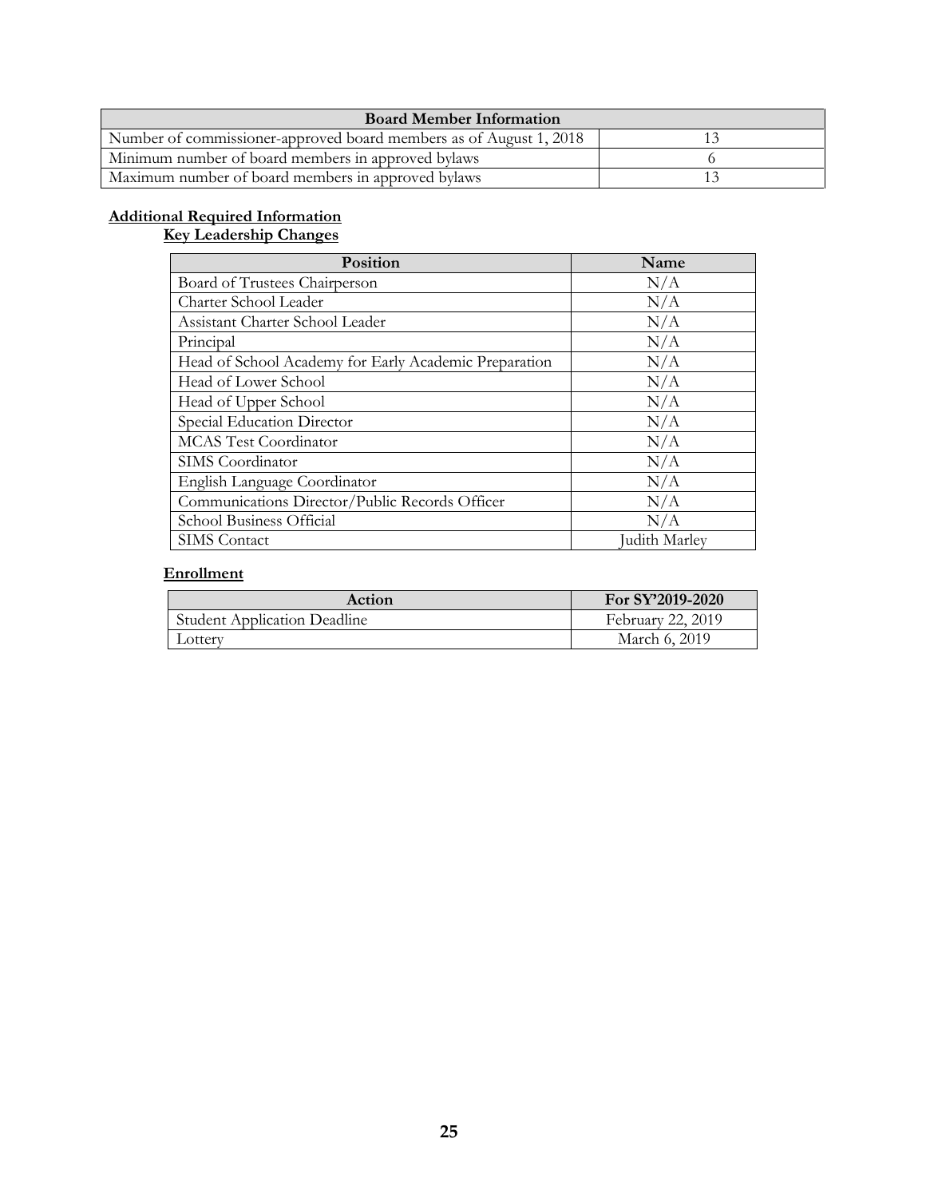| Board Member Information | |
|---|---|
| Number of commissioner-approved board members as of August 1, 2018 | 13 |
| Minimum number of board members in approved bylaws | 6 |
| Maximum number of board members in approved bylaws | 13 |

## Additional Required Information

### Key Leadership Changes

| Position | Name |
|---|---|
| Board of Trustees Chairperson | N/A |
| Charter School Leader | N/A |
| Assistant Charter School Leader | N/A |
| Principal | N/A |
| Head of School Academy for Early Academic Preparation | N/A |
| Head of Lower School | N/A |
| Head of Upper School | N/A |
| Special Education Director | N/A |
| MCAS Test Coordinator | N/A |
| SIMS Coordinator | N/A |
| English Language Coordinator | N/A |
| Communications Director/Public Records Officer | N/A |
| School Business Official | N/A |
| SIMS Contact | Judith Marley |

### Enrollment

| Action | For SY'2019-2020 |
|---|---|
| Student Application Deadline | February 22, 2019 |
| Lottery | March 6, 2019 |